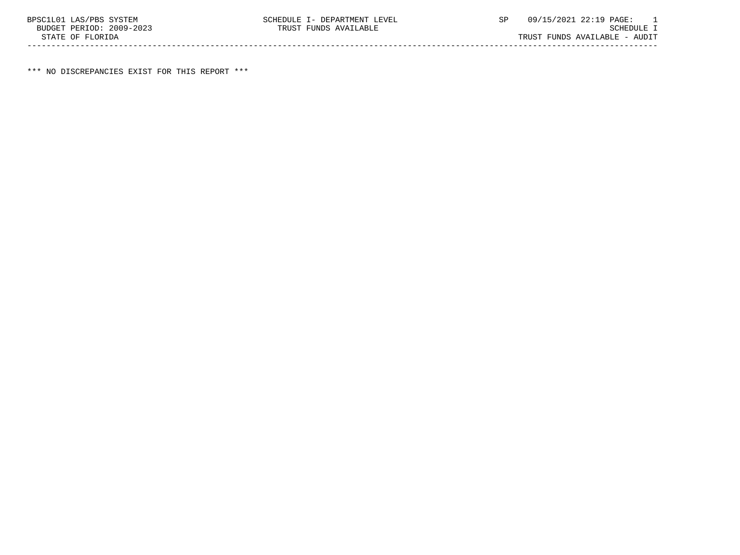BPSC1L01 LAS/PBS SYSTEM SCHEDULE I- DEPARTMENT LEVEL SP 09/15/2021 22:19 PAGE: 1
BUDGET PERIOD: 2009-2023 TRUST FUNDS AVAILABLE SCHEDULE I
STATE OF FLORIDA TRUST FUNDS AVAILABLE - AUDIT

---

*** NO DISCREPANCIES EXIST FOR THIS REPORT ***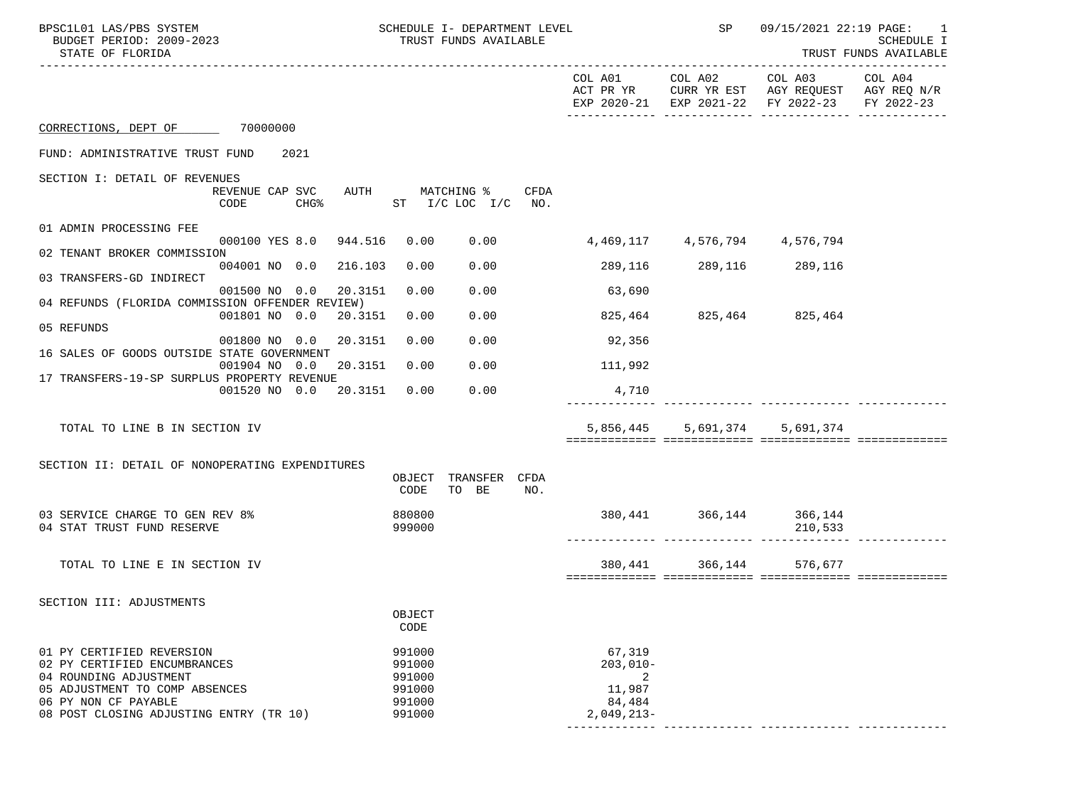BPSC1L01 LAS/PBS SYSTEM — SCHEDULE I- DEPARTMENT LEVEL — TRUST FUNDS AVAILABLE — SP 09/15/2021 22:19

BUDGET PERIOD: 2009-2023

STATE OF FLORIDA

SCHEDULE I — TRUST FUNDS AVAILABLE

**CORRECTIONS, DEPT OF 70000000**

FUND: ADMINISTRATIVE TRUST FUND 2021

## SECTION I: DETAIL OF REVENUES

| | REVENUE CODE | CAP | SVC CHG% | AUTH | MATCHING % ST | I/C | LOC I/C | CFDA NO. | COL A01 ACT PR YR EXP 2020-21 | COL A02 CURR YR EST EXP 2021-22 | COL A03 AGY REQUEST FY 2022-23 | COL A04 AGY REQ N/R FY 2022-23 |
|---|---|---|---|---|---|---|---|---|---|---|---|---|
| 01 ADMIN PROCESSING FEE | 000100 | YES | 8.0 | 944.516 | 0.00 | | 0.00 | | 4,469,117 | 4,576,794 | 4,576,794 | |
| 02 TENANT BROKER COMMISSION | 004001 | NO | 0.0 | 216.103 | 0.00 | | 0.00 | | 289,116 | 289,116 | 289,116 | |
| 03 TRANSFERS-GD INDIRECT | 001500 | NO | 0.0 | 20.3151 | 0.00 | | 0.00 | | 63,690 | | | |
| 04 REFUNDS (FLORIDA COMMISSION OFFENDER REVIEW) | 001801 | NO | 0.0 | 20.3151 | 0.00 | | 0.00 | | 825,464 | 825,464 | 825,464 | |
| 05 REFUNDS | 001800 | NO | 0.0 | 20.3151 | 0.00 | | 0.00 | | 92,356 | | | |
| 16 SALES OF GOODS OUTSIDE STATE GOVERNMENT | 001904 | NO | 0.0 | 20.3151 | 0.00 | | 0.00 | | 111,992 | | | |
| 17 TRANSFERS-19-SP SURPLUS PROPERTY REVENUE | 001520 | NO | 0.0 | 20.3151 | 0.00 | | 0.00 | | 4,710 | | | |
| TOTAL TO LINE B IN SECTION IV | | | | | | | | | 5,856,445 | 5,691,374 | 5,691,374 | |

## SECTION II: DETAIL OF NONOPERATING EXPENDITURES

| | OBJECT CODE | TRANSFER TO BE | CFDA NO. | COL A01 | COL A02 | COL A03 | COL A04 |
|---|---|---|---|---|---|---|---|
| 03 SERVICE CHARGE TO GEN REV 8% | 880800 | | | 380,441 | 366,144 | 366,144 | |
| 04 STAT TRUST FUND RESERVE | 999000 | | | | | 210,533 | |
| TOTAL TO LINE E IN SECTION IV | | | | 380,441 | 366,144 | 576,677 | |

## SECTION III: ADJUSTMENTS

| | OBJECT CODE | COL A01 | COL A02 | COL A03 | COL A04 |
|---|---|---|---|---|---|
| 01 PY CERTIFIED REVERSION | 991000 | 67,319 | | | |
| 02 PY CERTIFIED ENCUMBRANCES | 991000 | 203,010- | | | |
| 04 ROUNDING ADJUSTMENT | 991000 | 2 | | | |
| 05 ADJUSTMENT TO COMP ABSENCES | 991000 | 11,987 | | | |
| 06 PY NON CF PAYABLE | 991000 | 84,484 | | | |
| 08 POST CLOSING ADJUSTING ENTRY (TR 10) | 991000 | 2,049,213- | | | |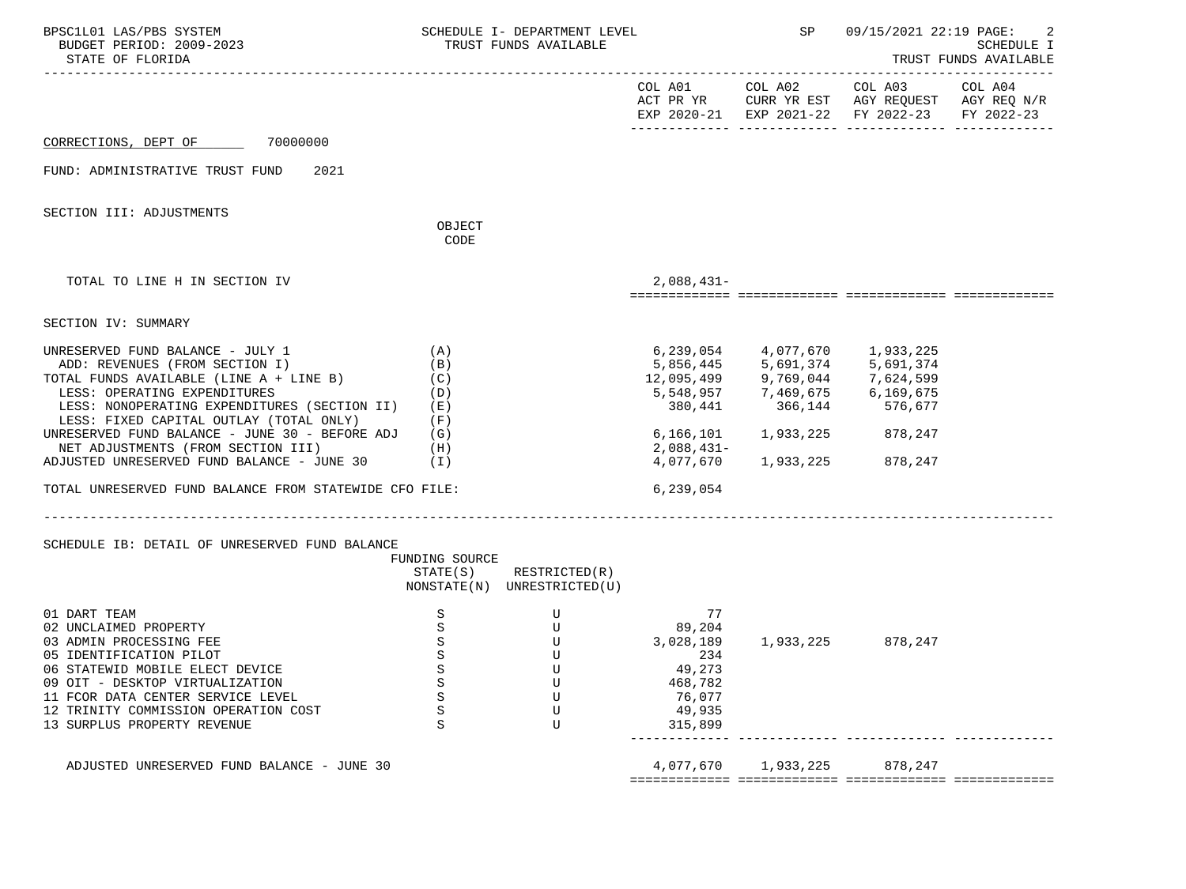CORRECTIONS, DEPT OF 70000000

FUND: ADMINISTRATIVE TRUST FUND 2021

SECTION III: ADJUSTMENTS

| | OBJECT CODE | COL A01 ACT PR YR EXP 2020-21 | COL A02 CURR YR EST EXP 2021-22 | COL A03 AGY REQUEST FY 2022-23 | COL A04 AGY REQ N/R FY 2022-23 |
|---|---|---|---|---|---|
| TOTAL TO LINE H IN SECTION IV | | 2,088,431- | | | |

SECTION IV: SUMMARY

| | | COL A01 | COL A02 | COL A03 | COL A04 |
|---|---|---|---|---|---|
| UNRESERVED FUND BALANCE - JULY 1 | (A) | 6,239,054 | 4,077,670 | 1,933,225 | |
| ADD: REVENUES (FROM SECTION I) | (B) | 5,856,445 | 5,691,374 | 5,691,374 | |
| TOTAL FUNDS AVAILABLE (LINE A + LINE B) | (C) | 12,095,499 | 9,769,044 | 7,624,599 | |
| LESS: OPERATING EXPENDITURES | (D) | 5,548,957 | 7,469,675 | 6,169,675 | |
| LESS: NONOPERATING EXPENDITURES (SECTION II) | (E) | 380,441 | 366,144 | 576,677 | |
| LESS: FIXED CAPITAL OUTLAY (TOTAL ONLY) | (F) | | | | |
| UNRESERVED FUND BALANCE - JUNE 30 - BEFORE ADJ | (G) | 6,166,101 | 1,933,225 | 878,247 | |
| NET ADJUSTMENTS (FROM SECTION III) | (H) | 2,088,431- | | | |
| ADJUSTED UNRESERVED FUND BALANCE - JUNE 30 | (I) | 4,077,670 | 1,933,225 | 878,247 | |
| TOTAL UNRESERVED FUND BALANCE FROM STATEWIDE CFO FILE: | | 6,239,054 | | | |

SCHEDULE IB: DETAIL OF UNRESERVED FUND BALANCE

| | FUNDING SOURCE STATE(S) NONSTATE(N) | RESTRICTED(R) UNRESTRICTED(U) | COL A01 | COL A02 | COL A03 | COL A04 |
|---|---|---|---|---|---|---|
| 01 DART TEAM | S | U | 77 | | | |
| 02 UNCLAIMED PROPERTY | S | U | 89,204 | | | |
| 03 ADMIN PROCESSING FEE | S | U | 3,028,189 | 1,933,225 | 878,247 | |
| 05 IDENTIFICATION PILOT | S | U | 234 | | | |
| 06 STATEWID MOBILE ELECT DEVICE | S | U | 49,273 | | | |
| 09 OIT - DESKTOP VIRTUALIZATION | S | U | 468,782 | | | |
| 11 FCOR DATA CENTER SERVICE LEVEL | S | U | 76,077 | | | |
| 12 TRINITY COMMISSION OPERATION COST | S | U | 49,935 | | | |
| 13 SURPLUS PROPERTY REVENUE | S | U | 315,899 | | | |
| ADJUSTED UNRESERVED FUND BALANCE - JUNE 30 | | | 4,077,670 | 1,933,225 | 878,247 | |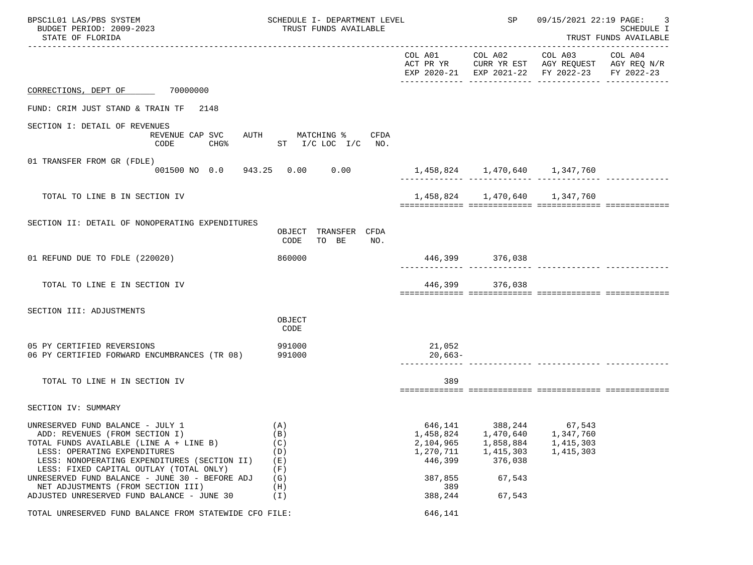BPSC1L01 LAS/PBS SYSTEM
BUDGET PERIOD: 2009-2023
STATE OF FLORIDA

SCHEDULE I- DEPARTMENT LEVEL
TRUST FUNDS AVAILABLE

SP 09/15/2021 22:19
SCHEDULE I
TRUST FUNDS AVAILABLE

| | COL A01 ACT PR YR EXP 2020-21 | COL A02 CURR YR EST EXP 2021-22 | COL A03 AGY REQUEST FY 2022-23 | COL A04 AGY REQ N/R FY 2022-23 |
|---|---|---|---|---|

CORRECTIONS, DEPT OF 70000000

FUND: CRIM JUST STAND & TRAIN TF 2148

## SECTION I: DETAIL OF REVENUES

| | REVENUE CODE | CAP SVC CHG% | AUTH ST | MATCHING % I/C LOC | I/C | CFDA NO. | COL A01 | COL A02 | COL A03 | COL A04 |
|---|---|---|---|---|---|---|---|---|---|---|
| 01 TRANSFER FROM GR (FDLE) | 001500 | NO 0.0 | 943.25 | 0.00 | 0.00 | | 1,458,824 | 1,470,640 | 1,347,760 | |
| TOTAL TO LINE B IN SECTION IV | | | | | | | 1,458,824 | 1,470,640 | 1,347,760 | |

## SECTION II: DETAIL OF NONOPERATING EXPENDITURES

| | OBJECT CODE | TRANSFER TO BE | CFDA NO. | COL A01 | COL A02 | COL A03 | COL A04 |
|---|---|---|---|---|---|---|---|
| 01 REFUND DUE TO FDLE (220020) | 860000 | | | 446,399 | 376,038 | | |
| TOTAL TO LINE E IN SECTION IV | | | | 446,399 | 376,038 | | |

## SECTION III: ADJUSTMENTS

| | OBJECT CODE | COL A01 | COL A02 | COL A03 | COL A04 |
|---|---|---|---|---|---|
| 05 PY CERTIFIED REVERSIONS | 991000 | 21,052 | | | |
| 06 PY CERTIFIED FORWARD ENCUMBRANCES (TR 08) | 991000 | 20,663- | | | |
| TOTAL TO LINE H IN SECTION IV | | 389 | | | |

## SECTION IV: SUMMARY

| | | COL A01 | COL A02 | COL A03 | COL A04 |
|---|---|---|---|---|---|
| UNRESERVED FUND BALANCE - JULY 1 | (A) | 646,141 | 388,244 | 67,543 | |
| ADD: REVENUES (FROM SECTION I) | (B) | 1,458,824 | 1,470,640 | 1,347,760 | |
| TOTAL FUNDS AVAILABLE (LINE A + LINE B) | (C) | 2,104,965 | 1,858,884 | 1,415,303 | |
| LESS: OPERATING EXPENDITURES | (D) | 1,270,711 | 1,415,303 | 1,415,303 | |
| LESS: NONOPERATING EXPENDITURES (SECTION II) | (E) | 446,399 | 376,038 | | |
| LESS: FIXED CAPITAL OUTLAY (TOTAL ONLY) | (F) | | | | |
| UNRESERVED FUND BALANCE - JUNE 30 - BEFORE ADJ | (G) | 387,855 | 67,543 | | |
| NET ADJUSTMENTS (FROM SECTION III) | (H) | 389 | | | |
| ADJUSTED UNRESERVED FUND BALANCE - JUNE 30 | (I) | 388,244 | 67,543 | | |

TOTAL UNRESERVED FUND BALANCE FROM STATEWIDE CFO FILE: 646,141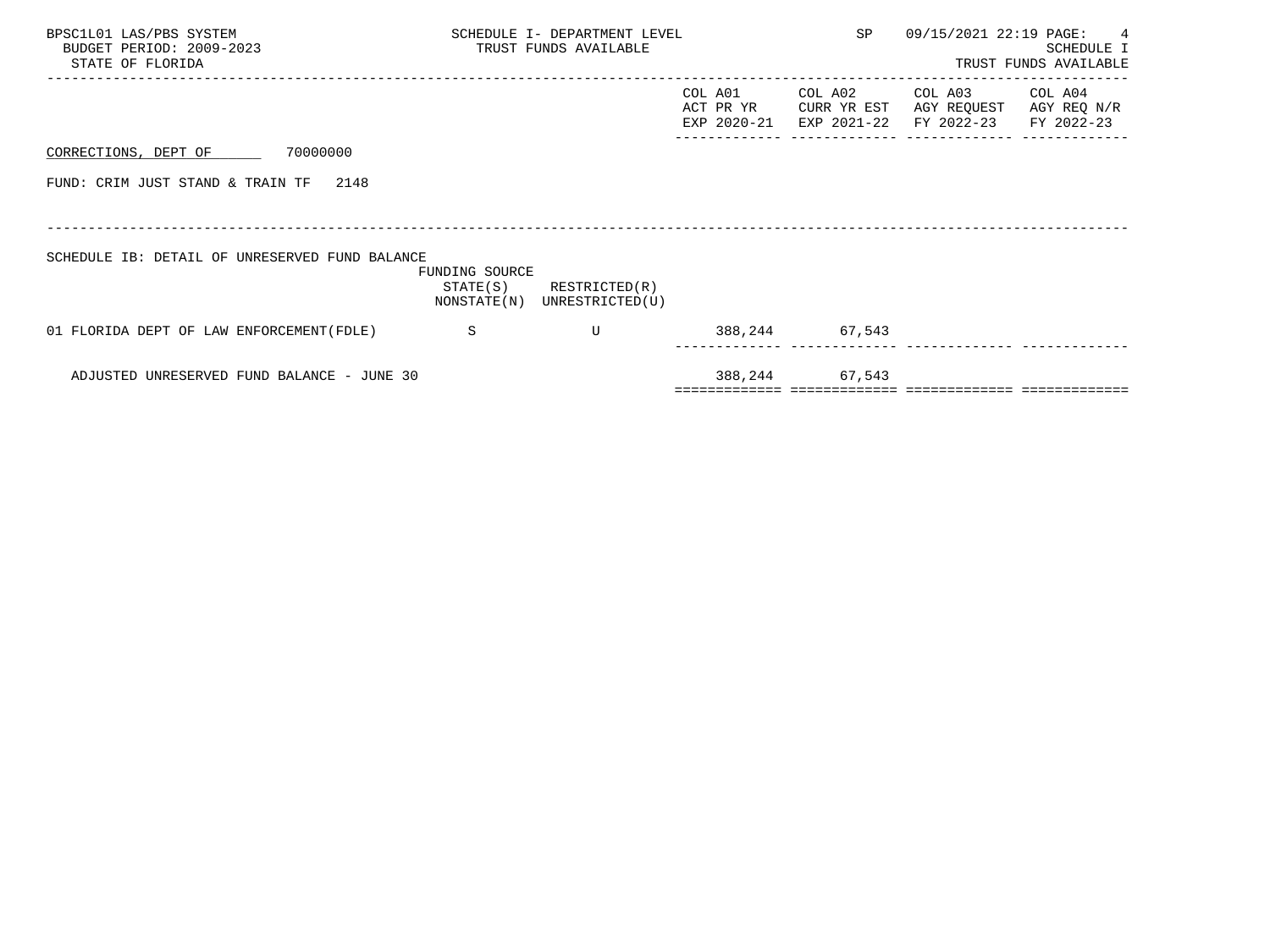BPSC1L01 LAS/PBS SYSTEM
BUDGET PERIOD: 2009-2023
STATE OF FLORIDA

SCHEDULE I- DEPARTMENT LEVEL
TRUST FUNDS AVAILABLE

SP 09/15/2021 22:19

SCHEDULE I
TRUST FUNDS AVAILABLE

CORRECTIONS, DEPT OF 70000000

FUND: CRIM JUST STAND & TRAIN TF 2148

SCHEDULE IB: DETAIL OF UNRESERVED FUND BALANCE

| | FUNDING SOURCE STATE(S) NONSTATE(N) | RESTRICTED(R) UNRESTRICTED(U) | COL A01 ACT PR YR EXP 2020-21 | COL A02 CURR YR EST EXP 2021-22 | COL A03 AGY REQUEST FY 2022-23 | COL A04 AGY REQ N/R FY 2022-23 |
|---|---|---|---|---|---|---|
| 01 FLORIDA DEPT OF LAW ENFORCEMENT(FDLE) | S | U | 388,244 | 67,543 | | |
| ADJUSTED UNRESERVED FUND BALANCE - JUNE 30 | | | 388,244 | 67,543 | | |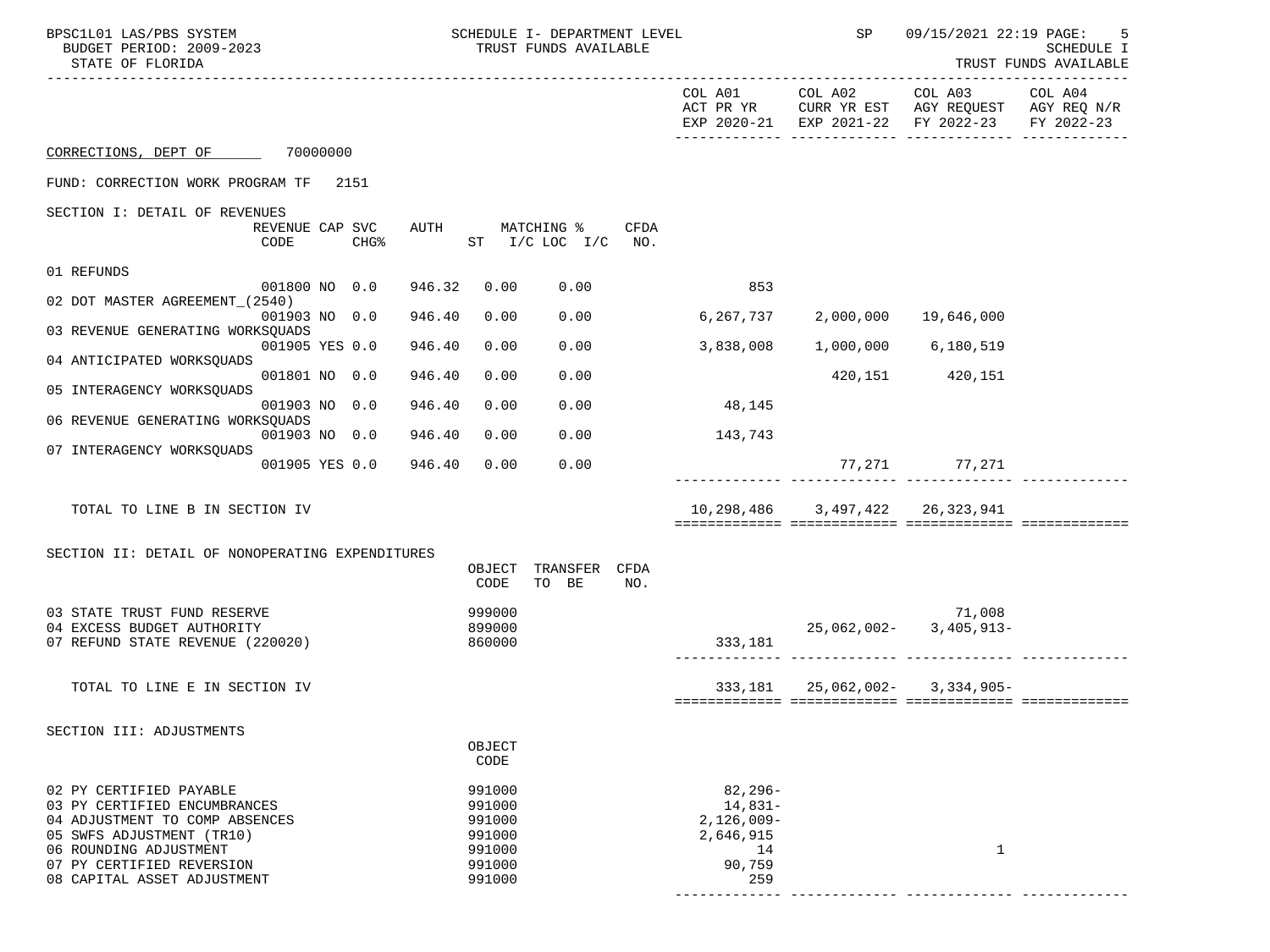BPSC1L01 LAS/PBS SYSTEM — SCHEDULE I- DEPARTMENT LEVEL — TRUST FUNDS AVAILABLE — SP 09/15/2021 22:19

BUDGET PERIOD: 2009-2023 — SCHEDULE I — TRUST FUNDS AVAILABLE

STATE OF FLORIDA

CORRECTIONS, DEPT OF 70000000

FUND: CORRECTION WORK PROGRAM TF 2151

## SECTION I: DETAIL OF REVENUES

| | REVENUE CODE | CAP | SVC CHG% | AUTH | MATCHING % ST | I/C | LOC I/C | CFDA NO. | COL A01 ACT PR YR EXP 2020-21 | COL A02 CURR YR EST EXP 2021-22 | COL A03 AGY REQUEST FY 2022-23 | COL A04 AGY REQ N/R FY 2022-23 |
|---|---|---|---|---|---|---|---|---|---|---|---|---|
| 01 REFUNDS | 001800 | NO | 0.0 | 946.32 | 0.00 | | 0.00 | | 853 | | | |
| 02 DOT MASTER AGREEMENT_(2540) | 001903 | NO | 0.0 | 946.40 | 0.00 | | 0.00 | | 6,267,737 | 2,000,000 | 19,646,000 | |
| 03 REVENUE GENERATING WORKSQUADS | 001905 | YES | 0.0 | 946.40 | 0.00 | | 0.00 | | 3,838,008 | 1,000,000 | 6,180,519 | |
| 04 ANTICIPATED WORKSQUADS | 001801 | NO | 0.0 | 946.40 | 0.00 | | 0.00 | | | 420,151 | 420,151 | |
| 05 INTERAGENCY WORKSQUADS | 001903 | NO | 0.0 | 946.40 | 0.00 | | 0.00 | | 48,145 | | | |
| 06 REVENUE GENERATING WORKSQUADS | 001903 | NO | 0.0 | 946.40 | 0.00 | | 0.00 | | 143,743 | | | |
| 07 INTERAGENCY WORKSQUADS | 001905 | YES | 0.0 | 946.40 | 0.00 | | 0.00 | | | 77,271 | 77,271 | |
| TOTAL TO LINE B IN SECTION IV | | | | | | | | | 10,298,486 | 3,497,422 | 26,323,941 | |

## SECTION II: DETAIL OF NONOPERATING EXPENDITURES

| | OBJECT CODE | TRANSFER TO BE | CFDA NO. | COL A01 ACT PR YR EXP 2020-21 | COL A02 CURR YR EST EXP 2021-22 | COL A03 AGY REQUEST FY 2022-23 | COL A04 AGY REQ N/R FY 2022-23 |
|---|---|---|---|---|---|---|---|
| 03 STATE TRUST FUND RESERVE | 999000 | | | | | 71,008 | |
| 04 EXCESS BUDGET AUTHORITY | 899000 | | | | 25,062,002- | 3,405,913- | |
| 07 REFUND STATE REVENUE (220020) | 860000 | | | 333,181 | | | |
| TOTAL TO LINE E IN SECTION IV | | | | 333,181 | 25,062,002- | 3,334,905- | |

## SECTION III: ADJUSTMENTS

| | OBJECT CODE | COL A01 ACT PR YR EXP 2020-21 | COL A02 CURR YR EST EXP 2021-22 | COL A03 AGY REQUEST FY 2022-23 | COL A04 AGY REQ N/R FY 2022-23 |
|---|---|---|---|---|---|
| 02 PY CERTIFIED PAYABLE | 991000 | 82,296- | | | |
| 03 PY CERTIFIED ENCUMBRANCES | 991000 | 14,831- | | | |
| 04 ADJUSTMENT TO COMP ABSENCES | 991000 | 2,126,009- | | | |
| 05 SWFS ADJUSTMENT (TR10) | 991000 | 2,646,915 | | | |
| 06 ROUNDING ADJUSTMENT | 991000 | 14 | | 1 | |
| 07 PY CERTIFIED REVERSION | 991000 | 90,759 | | | |
| 08 CAPITAL ASSET ADJUSTMENT | 991000 | 259 | | | |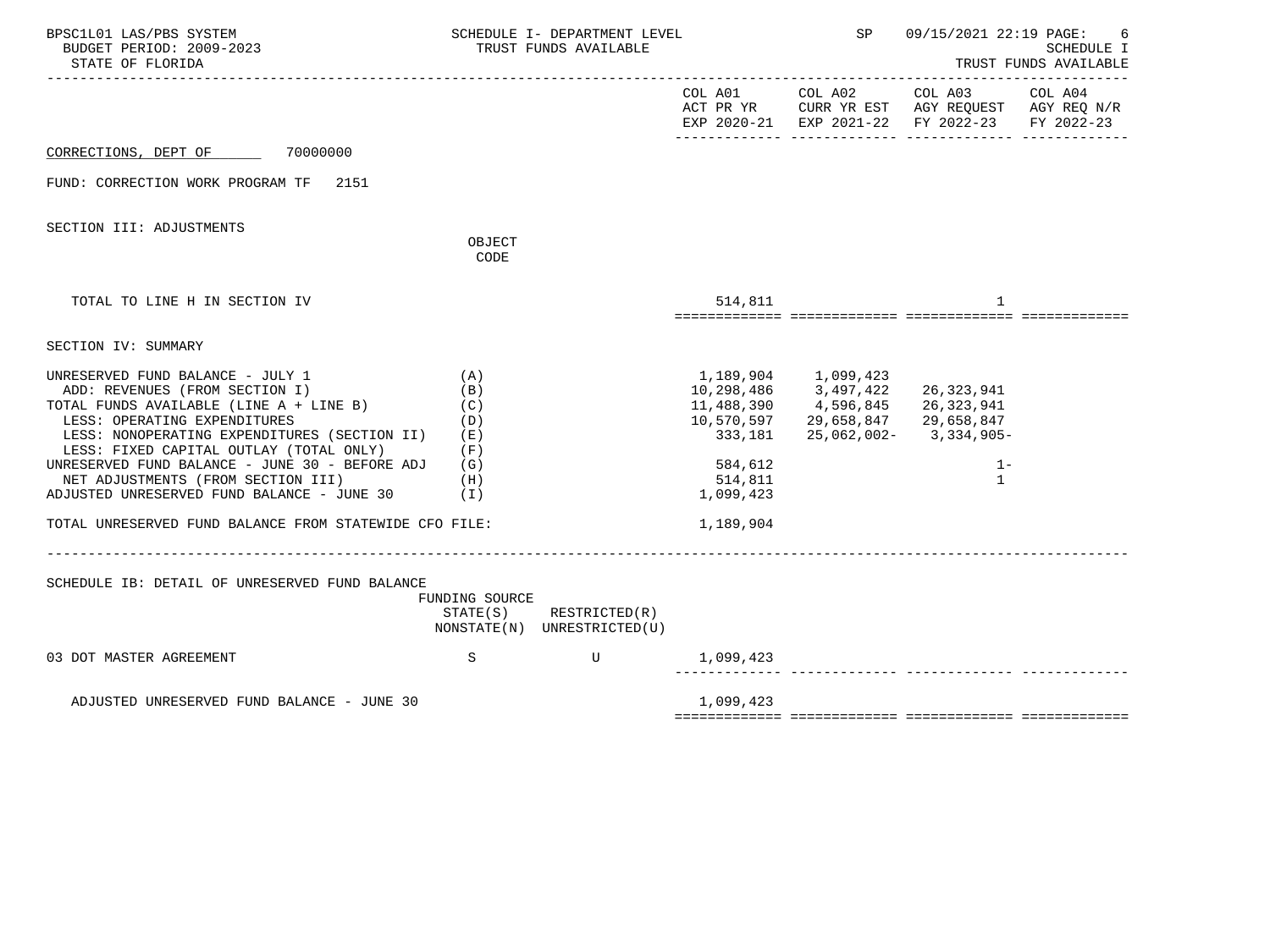CORRECTIONS, DEPT OF 70000000

FUND: CORRECTION WORK PROGRAM TF 2151

SECTION III: ADJUSTMENTS

| | OBJECT CODE | COL A01 ACT PR YR EXP 2020-21 | COL A02 CURR YR EST EXP 2021-22 | COL A03 AGY REQUEST FY 2022-23 | COL A04 AGY REQ N/R FY 2022-23 |
|---|---|---|---|---|---|
| TOTAL TO LINE H IN SECTION IV | | 514,811 | | 1 | |

SECTION IV: SUMMARY

| | | COL A01 | COL A02 | COL A03 | COL A04 |
|---|---|---|---|---|---|
| UNRESERVED FUND BALANCE - JULY 1 | (A) | 1,189,904 | 1,099,423 | | |
| ADD: REVENUES (FROM SECTION I) | (B) | 10,298,486 | 3,497,422 | 26,323,941 | |
| TOTAL FUNDS AVAILABLE (LINE A + LINE B) | (C) | 11,488,390 | 4,596,845 | 26,323,941 | |
| LESS: OPERATING EXPENDITURES | (D) | 10,570,597 | 29,658,847 | 29,658,847 | |
| LESS: NONOPERATING EXPENDITURES (SECTION II) | (E) | 333,181 | 25,062,002- | 3,334,905- | |
| LESS: FIXED CAPITAL OUTLAY (TOTAL ONLY) | (F) | | | | |
| UNRESERVED FUND BALANCE - JUNE 30 - BEFORE ADJ | (G) | 584,612 | | 1- | |
| NET ADJUSTMENTS (FROM SECTION III) | (H) | 514,811 | | 1 | |
| ADJUSTED UNRESERVED FUND BALANCE - JUNE 30 | (I) | 1,099,423 | | | |
| TOTAL UNRESERVED FUND BALANCE FROM STATEWIDE CFO FILE: | | 1,189,904 | | | |

SCHEDULE IB: DETAIL OF UNRESERVED FUND BALANCE

| | FUNDING SOURCE STATE(S) NONSTATE(N) | RESTRICTED(R) UNRESTRICTED(U) | COL A01 | COL A02 | COL A03 | COL A04 |
|---|---|---|---|---|---|---|
| 03 DOT MASTER AGREEMENT | S | U | 1,099,423 | | | |
| ADJUSTED UNRESERVED FUND BALANCE - JUNE 30 | | | 1,099,423 | | | |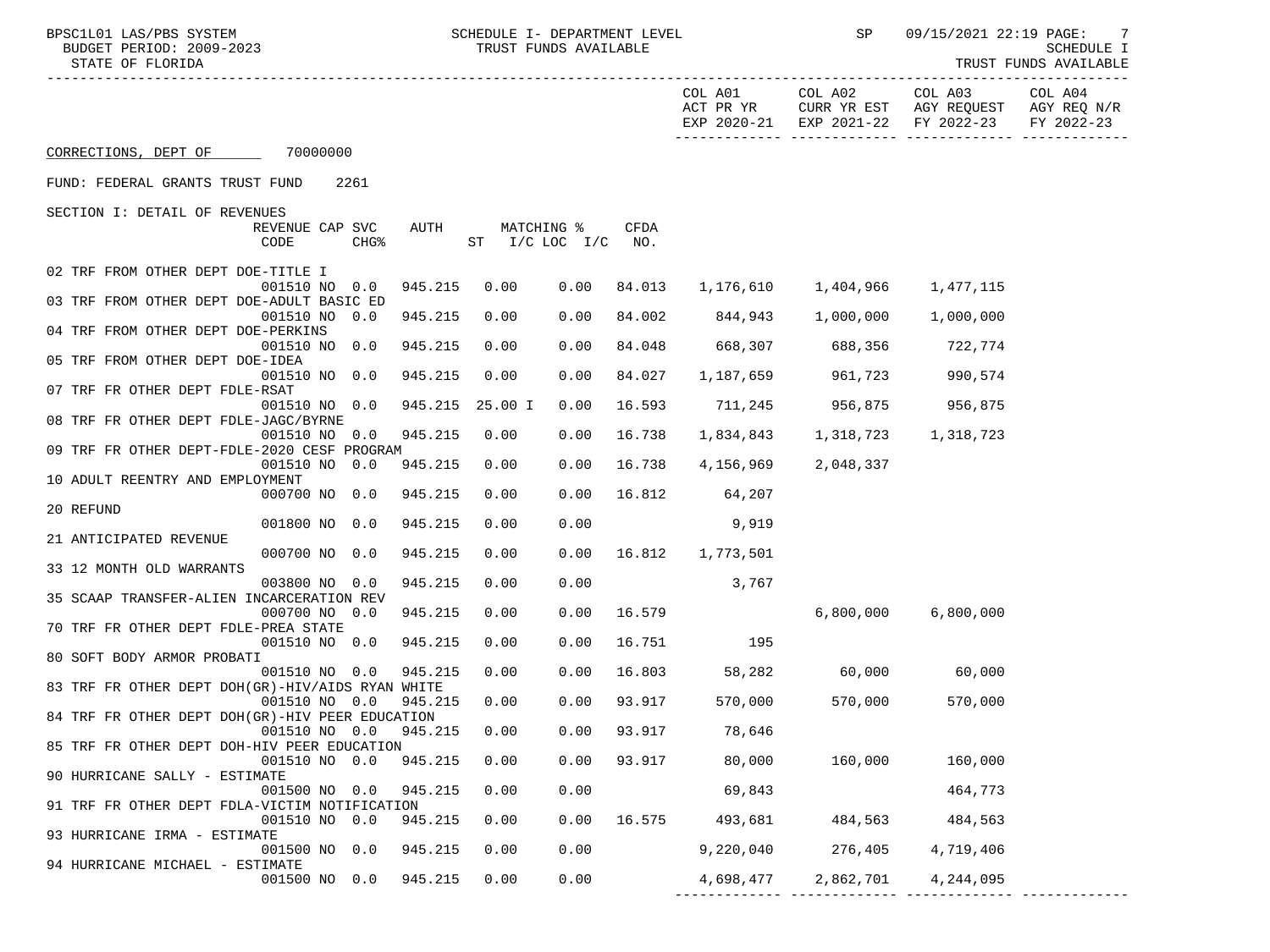CORRECTIONS, DEPT OF 70000000

FUND: FEDERAL GRANTS TRUST FUND 2261

SECTION I: DETAIL OF REVENUES

| Description | REVENUE CODE | CAP CHG% | SVC | AUTH | MATCHING % ST I/C | LOC I/C | CFDA NO. | COL A01 ACT PR YR EXP 2020-21 | COL A02 CURR YR EST EXP 2021-22 | COL A03 AGY REQUEST FY 2022-23 | COL A04 AGY REQ N/R FY 2022-23 |
|---|---|---|---|---|---|---|---|---|---|---|---|
| 02 TRF FROM OTHER DEPT DOE-TITLE I | 001510 | NO | 0.0 | 945.215 | 0.00 | 0.00 | 84.013 | 1,176,610 | 1,404,966 | 1,477,115 | |
| 03 TRF FROM OTHER DEPT DOE-ADULT BASIC ED | 001510 | NO | 0.0 | 945.215 | 0.00 | 0.00 | 84.002 | 844,943 | 1,000,000 | 1,000,000 | |
| 04 TRF FROM OTHER DEPT DOE-PERKINS | 001510 | NO | 0.0 | 945.215 | 0.00 | 0.00 | 84.048 | 668,307 | 688,356 | 722,774 | |
| 05 TRF FROM OTHER DEPT DOE-IDEA | 001510 | NO | 0.0 | 945.215 | 0.00 | 0.00 | 84.027 | 1,187,659 | 961,723 | 990,574 | |
| 07 TRF FR OTHER DEPT FDLE-RSAT | 001510 | NO | 0.0 | 945.215 | 25.00 I | 0.00 | 16.593 | 711,245 | 956,875 | 956,875 | |
| 08 TRF FR OTHER DEPT FDLE-JAGC/BYRNE | 001510 | NO | 0.0 | 945.215 | 0.00 | 0.00 | 16.738 | 1,834,843 | 1,318,723 | 1,318,723 | |
| 09 TRF FR OTHER DEPT-FDLE-2020 CESF PROGRAM | 001510 | NO | 0.0 | 945.215 | 0.00 | 0.00 | 16.738 | 4,156,969 | 2,048,337 | | |
| 10 ADULT REENTRY AND EMPLOYMENT | 000700 | NO | 0.0 | 945.215 | 0.00 | 0.00 | 16.812 | 64,207 | | | |
| 20 REFUND | 001800 | NO | 0.0 | 945.215 | 0.00 | 0.00 | | 9,919 | | | |
| 21 ANTICIPATED REVENUE | 000700 | NO | 0.0 | 945.215 | 0.00 | 0.00 | 16.812 | 1,773,501 | | | |
| 33 12 MONTH OLD WARRANTS | 003800 | NO | 0.0 | 945.215 | 0.00 | 0.00 | | 3,767 | | | |
| 35 SCAAP TRANSFER-ALIEN INCARCERATION REV | 000700 | NO | 0.0 | 945.215 | 0.00 | 0.00 | 16.579 | | 6,800,000 | 6,800,000 | |
| 70 TRF FR OTHER DEPT FDLE-PREA STATE | 001510 | NO | 0.0 | 945.215 | 0.00 | 0.00 | 16.751 | 195 | | | |
| 80 SOFT BODY ARMOR PROBATI | 001510 | NO | 0.0 | 945.215 | 0.00 | 0.00 | 16.803 | 58,282 | 60,000 | 60,000 | |
| 83 TRF FR OTHER DEPT DOH(GR)-HIV/AIDS RYAN WHITE | 001510 | NO | 0.0 | 945.215 | 0.00 | 0.00 | 93.917 | 570,000 | 570,000 | 570,000 | |
| 84 TRF FR OTHER DEPT DOH(GR)-HIV PEER EDUCATION | 001510 | NO | 0.0 | 945.215 | 0.00 | 0.00 | 93.917 | 78,646 | | | |
| 85 TRF FR OTHER DEPT DOH-HIV PEER EDUCATION | 001510 | NO | 0.0 | 945.215 | 0.00 | 0.00 | 93.917 | 80,000 | 160,000 | 160,000 | |
| 90 HURRICANE SALLY - ESTIMATE | 001500 | NO | 0.0 | 945.215 | 0.00 | 0.00 | | 69,843 | | 464,773 | |
| 91 TRF FR OTHER DEPT FDLA-VICTIM NOTIFICATION | 001510 | NO | 0.0 | 945.215 | 0.00 | 0.00 | 16.575 | 493,681 | 484,563 | 484,563 | |
| 93 HURRICANE IRMA - ESTIMATE | 001500 | NO | 0.0 | 945.215 | 0.00 | 0.00 | | 9,220,040 | 276,405 | 4,719,406 | |
| 94 HURRICANE MICHAEL - ESTIMATE | 001500 | NO | 0.0 | 945.215 | 0.00 | 0.00 | | 4,698,477 | 2,862,701 | 4,244,095 | |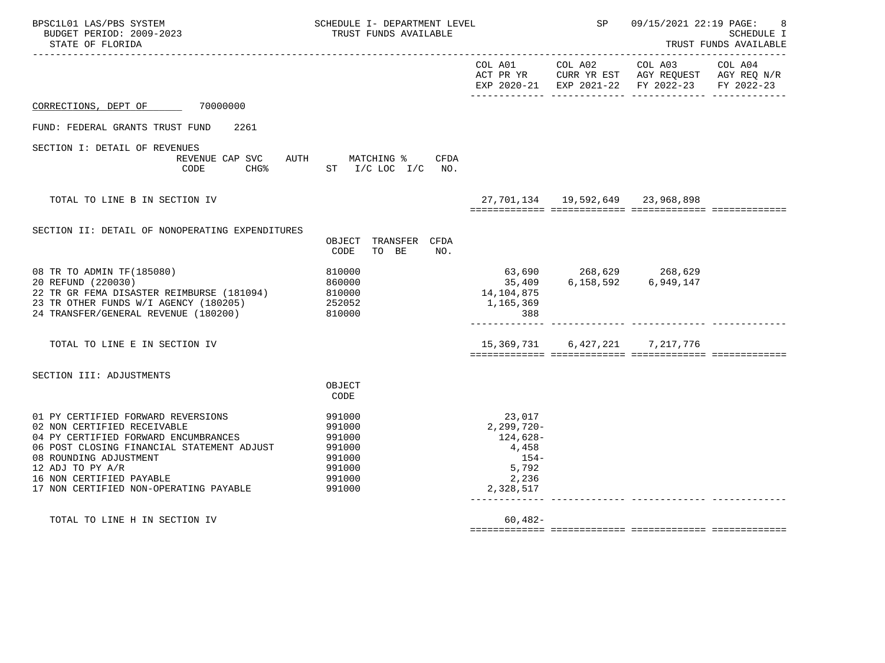BPSC1L01 LAS/PBS SYSTEM — SCHEDULE I- DEPARTMENT LEVEL — TRUST FUNDS AVAILABLE

BUDGET PERIOD: 2009-2023

STATE OF FLORIDA

CORRECTIONS, DEPT OF 70000000

FUND: FEDERAL GRANTS TRUST FUND 2261

## SECTION I: DETAIL OF REVENUES

| REVENUE CODE | CAP SVC CHG% | AUTH ST | MATCHING % I/C LOC I/C | CFDA NO. | COL A01 ACT PR YR EXP 2020-21 | COL A02 CURR YR EST EXP 2021-22 | COL A03 AGY REQUEST FY 2022-23 | COL A04 AGY REQ N/R FY 2022-23 |
|---|---|---|---|---|---|---|---|---|
| TOTAL TO LINE B IN SECTION IV | | | | | 27,701,134 | 19,592,649 | 23,968,898 | |

## SECTION II: DETAIL OF NONOPERATING EXPENDITURES

| | OBJECT CODE | TRANSFER TO BE | CFDA NO. | COL A01 ACT PR YR EXP 2020-21 | COL A02 CURR YR EST EXP 2021-22 | COL A03 AGY REQUEST FY 2022-23 | COL A04 AGY REQ N/R FY 2022-23 |
|---|---|---|---|---|---|---|---|
| 08 TR TO ADMIN TF(185080) | 810000 | | | 63,690 | 268,629 | 268,629 | |
| 20 REFUND (220030) | 860000 | | | 35,409 | 6,158,592 | 6,949,147 | |
| 22 TR GR FEMA DISASTER REIMBURSE (181094) | 810000 | | | 14,104,875 | | | |
| 23 TR OTHER FUNDS W/I AGENCY (180205) | 252052 | | | 1,165,369 | | | |
| 24 TRANSFER/GENERAL REVENUE (180200) | 810000 | | | 388 | | | |
| TOTAL TO LINE E IN SECTION IV | | | | 15,369,731 | 6,427,221 | 7,217,776 | |

## SECTION III: ADJUSTMENTS

| | OBJECT CODE | COL A01 ACT PR YR EXP 2020-21 | COL A02 CURR YR EST EXP 2021-22 | COL A03 AGY REQUEST FY 2022-23 | COL A04 AGY REQ N/R FY 2022-23 |
|---|---|---|---|---|---|
| 01 PY CERTIFIED FORWARD REVERSIONS | 991000 | 23,017 | | | |
| 02 NON CERTIFIED RECEIVABLE | 991000 | 2,299,720- | | | |
| 04 PY CERTIFIED FORWARD ENCUMBRANCES | 991000 | 124,628- | | | |
| 06 POST CLOSING FINANCIAL STATEMENT ADJUST | 991000 | 4,458 | | | |
| 08 ROUNDING ADJUSTMENT | 991000 | 154- | | | |
| 12 ADJ TO PY A/R | 991000 | 5,792 | | | |
| 16 NON CERTIFIED PAYABLE | 991000 | 2,236 | | | |
| 17 NON CERTIFIED NON-OPERATING PAYABLE | 991000 | 2,328,517 | | | |
| TOTAL TO LINE H IN SECTION IV | | 60,482- | | | |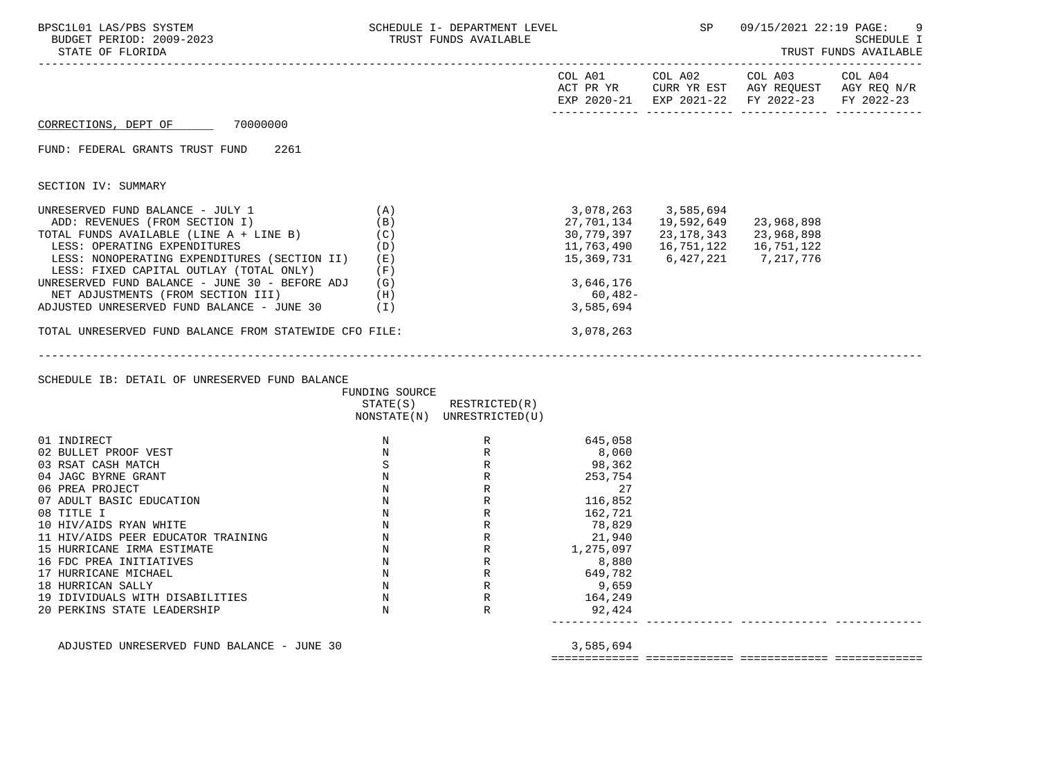CORRECTIONS, DEPT OF 70000000

FUND: FEDERAL GRANTS TRUST FUND 2261

SECTION IV: SUMMARY

| | | COL A01 ACT PR YR EXP 2020-21 | COL A02 CURR YR EST EXP 2021-22 | COL A03 AGY REQUEST FY 2022-23 | COL A04 AGY REQ N/R FY 2022-23 |
|---|---|---|---|---|---|
| UNRESERVED FUND BALANCE - JULY 1 | (A) | 3,078,263 | 3,585,694 | | |
| ADD: REVENUES (FROM SECTION I) | (B) | 27,701,134 | 19,592,649 | 23,968,898 | |
| TOTAL FUNDS AVAILABLE (LINE A + LINE B) | (C) | 30,779,397 | 23,178,343 | 23,968,898 | |
| LESS: OPERATING EXPENDITURES | (D) | 11,763,490 | 16,751,122 | 16,751,122 | |
| LESS: NONOPERATING EXPENDITURES (SECTION II) | (E) | 15,369,731 | 6,427,221 | 7,217,776 | |
| LESS: FIXED CAPITAL OUTLAY (TOTAL ONLY) | (F) | | | | |
| UNRESERVED FUND BALANCE - JUNE 30 - BEFORE ADJ | (G) | 3,646,176 | | | |
| NET ADJUSTMENTS (FROM SECTION III) | (H) | 60,482- | | | |
| ADJUSTED UNRESERVED FUND BALANCE - JUNE 30 | (I) | 3,585,694 | | | |
| TOTAL UNRESERVED FUND BALANCE FROM STATEWIDE CFO FILE: | | 3,078,263 | | | |

SCHEDULE IB: DETAIL OF UNRESERVED FUND BALANCE

| | FUNDING SOURCE STATE(S) NONSTATE(N) | RESTRICTED(R) UNRESTRICTED(U) | |
|---|---|---|---|
| 01 INDIRECT | N | R | 645,058 |
| 02 BULLET PROOF VEST | N | R | 8,060 |
| 03 RSAT CASH MATCH | S | R | 98,362 |
| 04 JAGC BYRNE GRANT | N | R | 253,754 |
| 06 PREA PROJECT | N | R | 27 |
| 07 ADULT BASIC EDUCATION | N | R | 116,852 |
| 08 TITLE I | N | R | 162,721 |
| 10 HIV/AIDS RYAN WHITE | N | R | 78,829 |
| 11 HIV/AIDS PEER EDUCATOR TRAINING | N | R | 21,940 |
| 15 HURRICANE IRMA ESTIMATE | N | R | 1,275,097 |
| 16 FDC PREA INITIATIVES | N | R | 8,880 |
| 17 HURRICANE MICHAEL | N | R | 649,782 |
| 18 HURRICAN SALLY | N | R | 9,659 |
| 19 IDIVIDUALS WITH DISABILITIES | N | R | 164,249 |
| 20 PERKINS STATE LEADERSHIP | N | R | 92,424 |
| ADJUSTED UNRESERVED FUND BALANCE - JUNE 30 | | | 3,585,694 |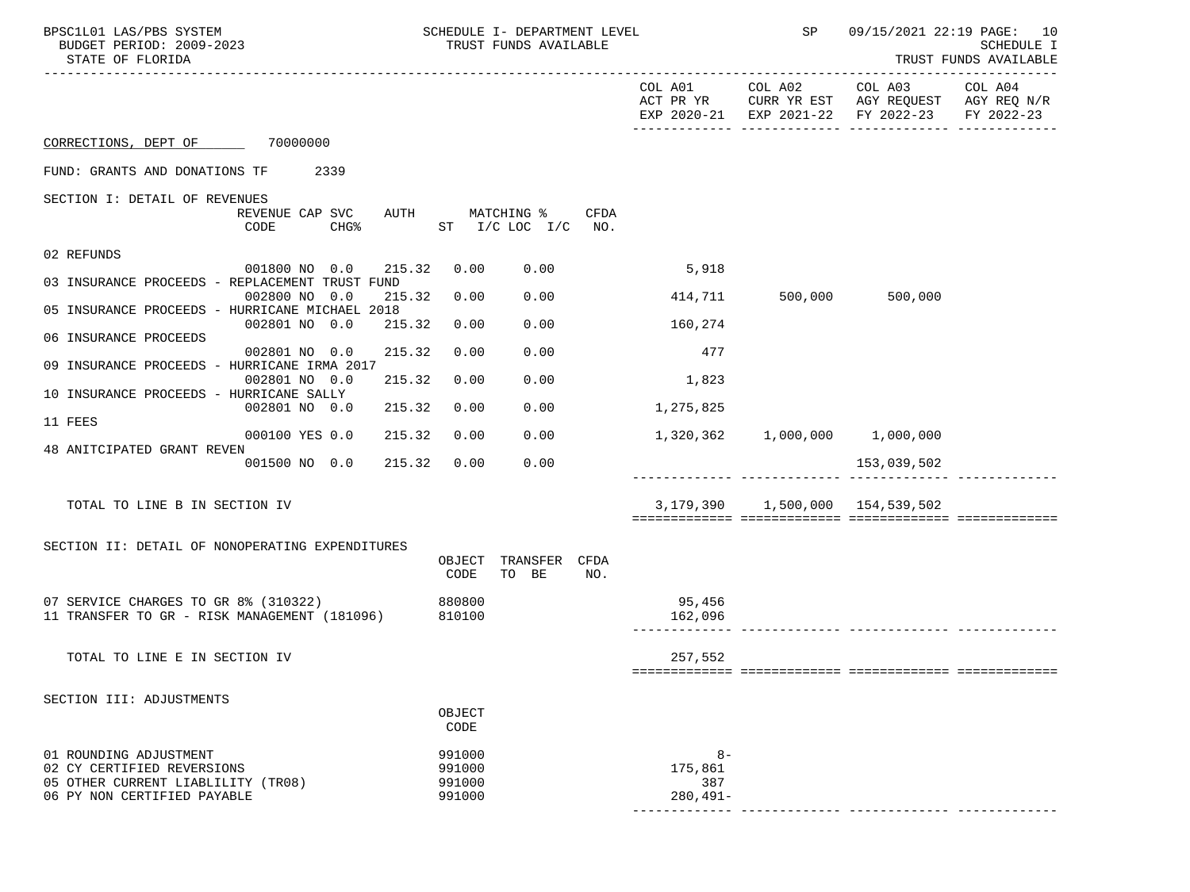CORRECTIONS, DEPT OF 70000000

FUND: GRANTS AND DONATIONS TF 2339

SECTION I: DETAIL OF REVENUES

| | REVENUE CODE | CAP | SVC CHG% | AUTH ST | MATCHING % I/C LOC | I/C | CFDA NO. | COL A01 ACT PR YR EXP 2020-21 | COL A02 CURR YR EST EXP 2021-22 | COL A03 AGY REQUEST FY 2022-23 | COL A04 AGY REQ N/R FY 2022-23 |
|---|---|---|---|---|---|---|---|---|---|---|---|
| 02 REFUNDS | 001800 | NO | 0.0 | 215.32 | 0.00 | 0.00 | | 5,918 | | | |
| 03 INSURANCE PROCEEDS - REPLACEMENT TRUST FUND | 002800 | NO | 0.0 | 215.32 | 0.00 | 0.00 | | 414,711 | 500,000 | 500,000 | |
| 05 INSURANCE PROCEEDS - HURRICANE MICHAEL 2018 | 002801 | NO | 0.0 | 215.32 | 0.00 | 0.00 | | 160,274 | | | |
| 06 INSURANCE PROCEEDS | 002801 | NO | 0.0 | 215.32 | 0.00 | 0.00 | | 477 | | | |
| 09 INSURANCE PROCEEDS - HURRICANE IRMA 2017 | 002801 | NO | 0.0 | 215.32 | 0.00 | 0.00 | | 1,823 | | | |
| 10 INSURANCE PROCEEDS - HURRICANE SALLY | 002801 | NO | 0.0 | 215.32 | 0.00 | 0.00 | | 1,275,825 | | | |
| 11 FEES | 000100 | YES | 0.0 | 215.32 | 0.00 | 0.00 | | 1,320,362 | 1,000,000 | 1,000,000 | |
| 48 ANITCIPATED GRANT REVEN | 001500 | NO | 0.0 | 215.32 | 0.00 | 0.00 | | | | 153,039,502 | |
| TOTAL TO LINE B IN SECTION IV | | | | | | | | 3,179,390 | 1,500,000 | 154,539,502 | |

SECTION II: DETAIL OF NONOPERATING EXPENDITURES

| | OBJECT CODE | TRANSFER TO BE | CFDA NO. | COL A01 | COL A02 | COL A03 | COL A04 |
|---|---|---|---|---|---|---|---|
| 07 SERVICE CHARGES TO GR 8% (310322) | 880800 | | | 95,456 | | | |
| 11 TRANSFER TO GR - RISK MANAGEMENT (181096) | 810100 | | | 162,096 | | | |
| TOTAL TO LINE E IN SECTION IV | | | | 257,552 | | | |

SECTION III: ADJUSTMENTS

| | OBJECT CODE | COL A01 | COL A02 | COL A03 | COL A04 |
|---|---|---|---|---|---|
| 01 ROUNDING ADJUSTMENT | 991000 | 8- | | | |
| 02 CY CERTIFIED REVERSIONS | 991000 | 175,861 | | | |
| 05 OTHER CURRENT LIABLILITY (TR08) | 991000 | 387 | | | |
| 06 PY NON CERTIFIED PAYABLE | 991000 | 280,491- | | | |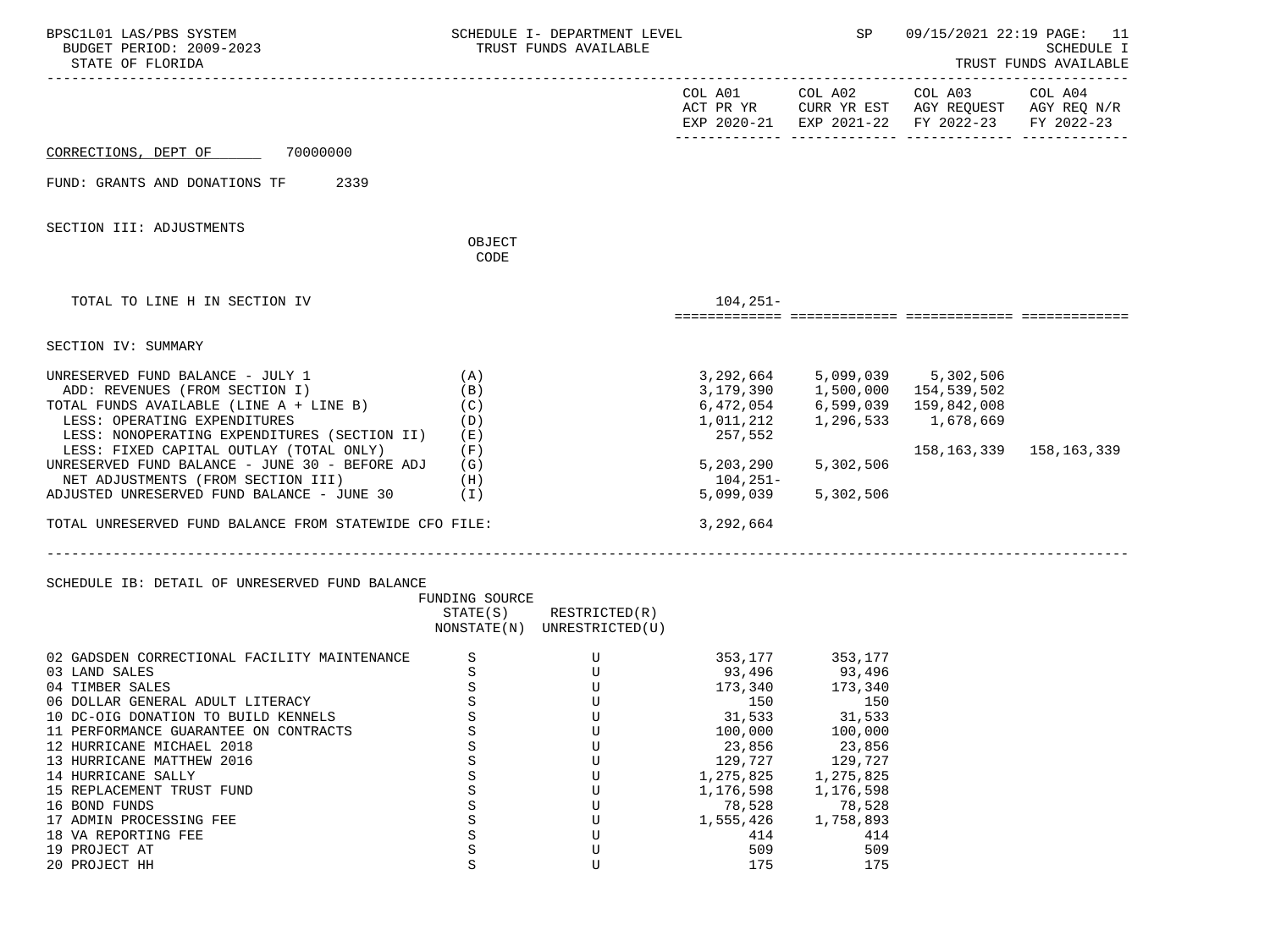CORRECTIONS, DEPT OF 70000000

FUND: GRANTS AND DONATIONS TF 2339

SECTION III: ADJUSTMENTS

| | OBJECT CODE | COL A01 ACT PR YR EXP 2020-21 | COL A02 CURR YR EST EXP 2021-22 | COL A03 AGY REQUEST FY 2022-23 | COL A04 AGY REQ N/R FY 2022-23 |
|---|---|---|---|---|---|
| TOTAL TO LINE H IN SECTION IV | | 104,251- | | | |

SECTION IV: SUMMARY

| | | COL A01 | COL A02 | COL A03 | COL A04 |
|---|---|---|---|---|---|
| UNRESERVED FUND BALANCE - JULY 1 | (A) | 3,292,664 | 5,099,039 | 5,302,506 | |
| ADD: REVENUES (FROM SECTION I) | (B) | 3,179,390 | 1,500,000 | 154,539,502 | |
| TOTAL FUNDS AVAILABLE (LINE A + LINE B) | (C) | 6,472,054 | 6,599,039 | 159,842,008 | |
| LESS: OPERATING EXPENDITURES | (D) | 1,011,212 | 1,296,533 | 1,678,669 | |
| LESS: NONOPERATING EXPENDITURES (SECTION II) | (E) | 257,552 | | | |
| LESS: FIXED CAPITAL OUTLAY (TOTAL ONLY) | (F) | | | 158,163,339 | 158,163,339 |
| UNRESERVED FUND BALANCE - JUNE 30 - BEFORE ADJ | (G) | 5,203,290 | 5,302,506 | | |
| NET ADJUSTMENTS (FROM SECTION III) | (H) | 104,251- | | | |
| ADJUSTED UNRESERVED FUND BALANCE - JUNE 30 | (I) | 5,099,039 | 5,302,506 | | |
| TOTAL UNRESERVED FUND BALANCE FROM STATEWIDE CFO FILE: | | 3,292,664 | | | |

SCHEDULE IB: DETAIL OF UNRESERVED FUND BALANCE

| | FUNDING SOURCE STATE(S) NONSTATE(N) | RESTRICTED(R) UNRESTRICTED(U) | COL A01 | COL A02 |
|---|---|---|---|---|
| 02 GADSDEN CORRECTIONAL FACILITY MAINTENANCE | S | U | 353,177 | 353,177 |
| 03 LAND SALES | S | U | 93,496 | 93,496 |
| 04 TIMBER SALES | S | U | 173,340 | 173,340 |
| 06 DOLLAR GENERAL ADULT LITERACY | S | U | 150 | 150 |
| 10 DC-OIG DONATION TO BUILD KENNELS | S | U | 31,533 | 31,533 |
| 11 PERFORMANCE GUARANTEE ON CONTRACTS | S | U | 100,000 | 100,000 |
| 12 HURRICANE MICHAEL 2018 | S | U | 23,856 | 23,856 |
| 13 HURRICANE MATTHEW 2016 | S | U | 129,727 | 129,727 |
| 14 HURRICANE SALLY | S | U | 1,275,825 | 1,275,825 |
| 15 REPLACEMENT TRUST FUND | S | U | 1,176,598 | 1,176,598 |
| 16 BOND FUNDS | S | U | 78,528 | 78,528 |
| 17 ADMIN PROCESSING FEE | S | U | 1,555,426 | 1,758,893 |
| 18 VA REPORTING FEE | S | U | 414 | 414 |
| 19 PROJECT AT | S | U | 509 | 509 |
| 20 PROJECT HH | S | U | 175 | 175 |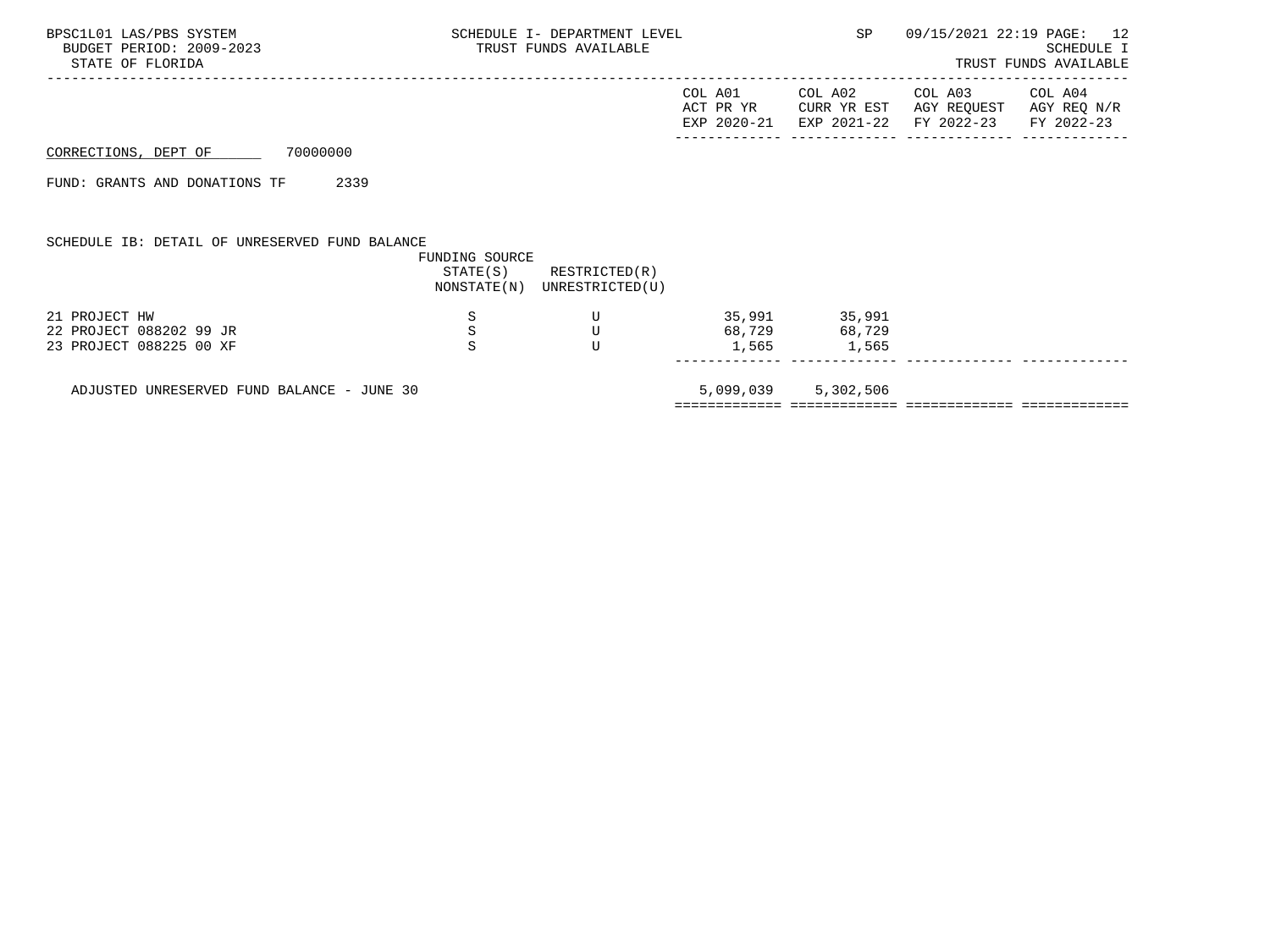BPSC1L01 LAS/PBS SYSTEM — SCHEDULE I- DEPARTMENT LEVEL — SP — 09/15/2021 22:19 PAGE: 12

BUDGET PERIOD: 2009-2023 — TRUST FUNDS AVAILABLE — SCHEDULE I

STATE OF FLORIDA — TRUST FUNDS AVAILABLE

CORRECTIONS, DEPT OF 70000000

FUND: GRANTS AND DONATIONS TF 2339

SCHEDULE IB: DETAIL OF UNRESERVED FUND BALANCE

| | FUNDING SOURCE STATE(S) NONSTATE(N) | RESTRICTED(R) UNRESTRICTED(U) | COL A01 ACT PR YR EXP 2020-21 | COL A02 CURR YR EST EXP 2021-22 | COL A03 AGY REQUEST FY 2022-23 | COL A04 AGY REQ N/R FY 2022-23 |
|---|---|---|---|---|---|---|
| 21 PROJECT HW | S | U | 35,991 | 35,991 | | |
| 22 PROJECT 088202 99 JR | S | U | 68,729 | 68,729 | | |
| 23 PROJECT 088225 00 XF | S | U | 1,565 | 1,565 | | |
| ADJUSTED UNRESERVED FUND BALANCE - JUNE 30 | | | 5,099,039 | 5,302,506 | | |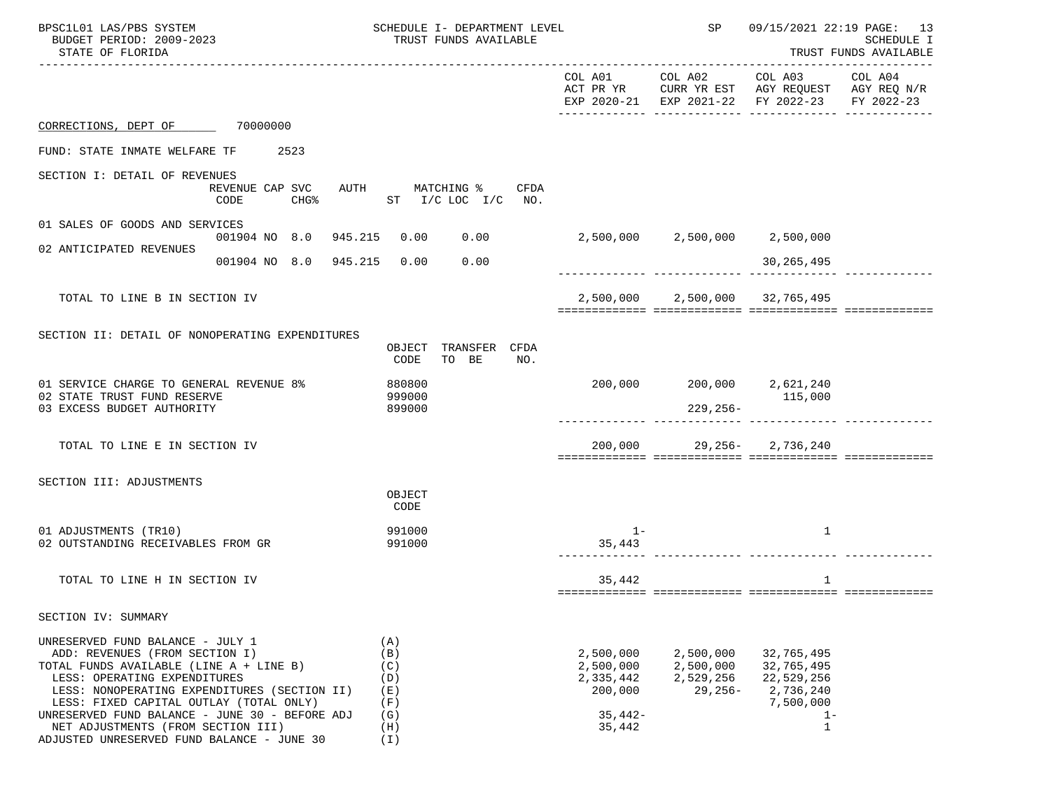BPSC1L01 LAS/PBS SYSTEM — SCHEDULE I- DEPARTMENT LEVEL — SP 09/15/2021 22:19 PAGE: 13

BUDGET PERIOD: 2009-2023 — TRUST FUNDS AVAILABLE — SCHEDULE I

STATE OF FLORIDA — TRUST FUNDS AVAILABLE

| | COL A01 ACT PR YR EXP 2020-21 | COL A02 CURR YR EST EXP 2021-22 | COL A03 AGY REQUEST FY 2022-23 | COL A04 AGY REQ N/R FY 2022-23 |
|---|---|---|---|---|

CORRECTIONS, DEPT OF 70000000

FUND: STATE INMATE WELFARE TF 2523

SECTION I: DETAIL OF REVENUES

| | REVENUE CODE | CAP SVC CHG% | AUTH | MATCHING % ST | I/C LOC | I/C | CFDA NO. | COL A01 | COL A02 | COL A03 | COL A04 |
|---|---|---|---|---|---|---|---|---|---|---|---|
| 01 SALES OF GOODS AND SERVICES | 001904 | NO 8.0 | 945.215 | 0.00 | 0.00 | | | 2,500,000 | 2,500,000 | 2,500,000 | |
| 02 ANTICIPATED REVENUES | 001904 | NO 8.0 | 945.215 | 0.00 | 0.00 | | | | | 30,265,495 | |
| TOTAL TO LINE B IN SECTION IV | | | | | | | | 2,500,000 | 2,500,000 | 32,765,495 | |

SECTION II: DETAIL OF NONOPERATING EXPENDITURES

| | OBJECT CODE | TRANSFER TO BE | CFDA NO. | COL A01 | COL A02 | COL A03 | COL A04 |
|---|---|---|---|---|---|---|---|
| 01 SERVICE CHARGE TO GENERAL REVENUE 8% | 880800 | | | 200,000 | 200,000 | 2,621,240 | |
| 02 STATE TRUST FUND RESERVE | 999000 | | | | | 115,000 | |
| 03 EXCESS BUDGET AUTHORITY | 899000 | | | | 229,256- | | |
| TOTAL TO LINE E IN SECTION IV | | | | 200,000 | 29,256- | 2,736,240 | |

SECTION III: ADJUSTMENTS

| | OBJECT CODE | COL A01 | COL A02 | COL A03 | COL A04 |
|---|---|---|---|---|---|
| 01 ADJUSTMENTS (TR10) | 991000 | 1- | | 1 | |
| 02 OUTSTANDING RECEIVABLES FROM GR | 991000 | 35,443 | | | |
| TOTAL TO LINE H IN SECTION IV | | 35,442 | | 1 | |

SECTION IV: SUMMARY

| | | COL A01 | COL A02 | COL A03 | COL A04 |
|---|---|---|---|---|---|
| UNRESERVED FUND BALANCE - JULY 1 | (A) | | | | |
| ADD: REVENUES (FROM SECTION I) | (B) | 2,500,000 | 2,500,000 | 32,765,495 | |
| TOTAL FUNDS AVAILABLE (LINE A + LINE B) | (C) | 2,500,000 | 2,500,000 | 32,765,495 | |
| LESS: OPERATING EXPENDITURES | (D) | 2,335,442 | 2,529,256 | 22,529,256 | |
| LESS: NONOPERATING EXPENDITURES (SECTION II) | (E) | 200,000 | 29,256- | 2,736,240 | |
| LESS: FIXED CAPITAL OUTLAY (TOTAL ONLY) | (F) | | | 7,500,000 | |
| UNRESERVED FUND BALANCE - JUNE 30 - BEFORE ADJ | (G) | 35,442- | | 1- | |
| NET ADJUSTMENTS (FROM SECTION III) | (H) | 35,442 | | 1 | |
| ADJUSTED UNRESERVED FUND BALANCE - JUNE 30 | (I) | | | | |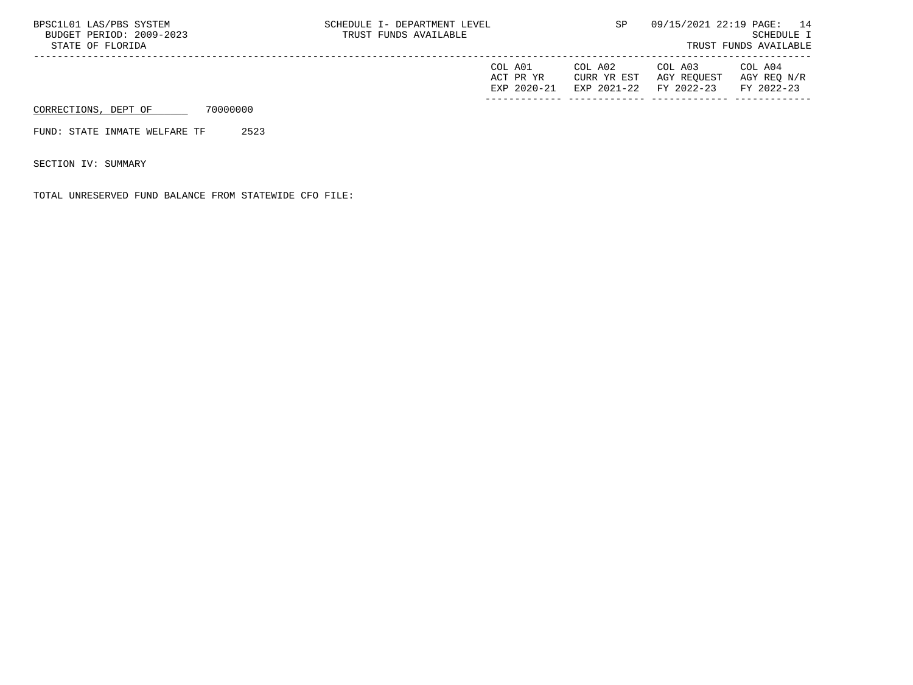| | COL A01 ACT PR YR EXP 2020-21 | COL A02 CURR YR EST EXP 2021-22 | COL A03 AGY REQUEST FY 2022-23 | COL A04 AGY REQ N/R FY 2022-23 |
|---|---|---|---|---|

CORRECTIONS, DEPT OF 70000000

FUND: STATE INMATE WELFARE TF 2523

SECTION IV: SUMMARY

TOTAL UNRESERVED FUND BALANCE FROM STATEWIDE CFO FILE: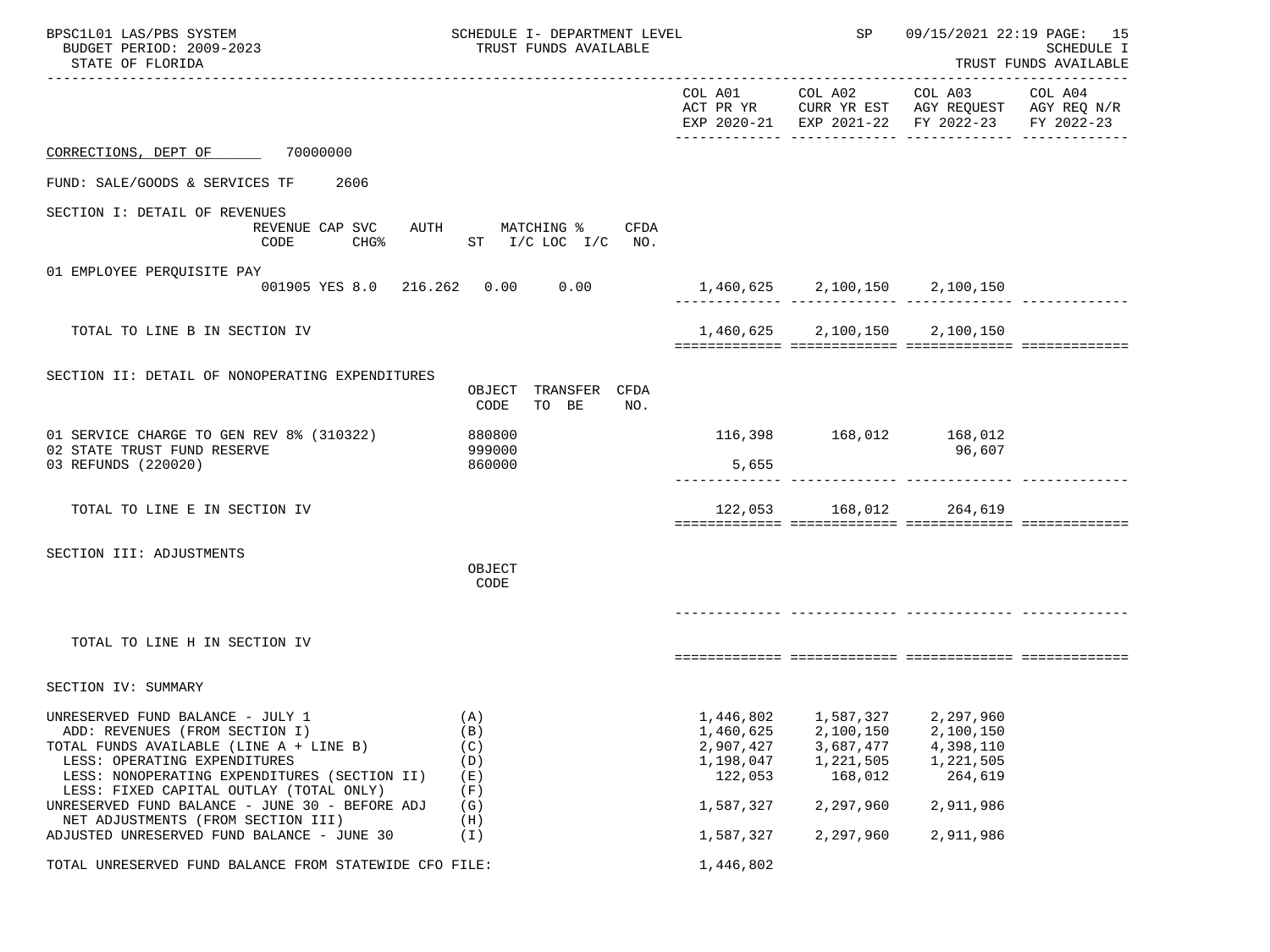SCHEDULE I- DEPARTMENT LEVEL
TRUST FUNDS AVAILABLE

SCHEDULE I
TRUST FUNDS AVAILABLE

BPSC1L01 LAS/PBS SYSTEM
BUDGET PERIOD: 2009-2023
STATE OF FLORIDA

SP 09/15/2021 22:19

| | COL A01<br>ACT PR YR<br>EXP 2020-21 | COL A02<br>CURR YR EST<br>EXP 2021-22 | COL A03<br>AGY REQUEST<br>FY 2022-23 | COL A04<br>AGY REQ N/R<br>FY 2022-23 |
|---|---|---|---|---|

CORRECTIONS, DEPT OF 70000000

FUND: SALE/GOODS & SERVICES TF 2606

**SECTION I: DETAIL OF REVENUES**

| | REVENUE CODE | CAP SVC CHG% | AUTH ST | MATCHING % I/C | LOC I/C | CFDA NO. | COL A01 | COL A02 | COL A03 | COL A04 |
|---|---|---|---|---|---|---|---|---|---|---|
| 01 EMPLOYEE PERQUISITE PAY | 001905 | YES 8.0 | 216.262 | 0.00 | 0.00 | | 1,460,625 | 2,100,150 | 2,100,150 | |
| TOTAL TO LINE B IN SECTION IV | | | | | | | 1,460,625 | 2,100,150 | 2,100,150 | |

**SECTION II: DETAIL OF NONOPERATING EXPENDITURES**

| | OBJECT CODE | TRANSFER TO BE | CFDA NO. | COL A01 | COL A02 | COL A03 | COL A04 |
|---|---|---|---|---|---|---|---|
| 01 SERVICE CHARGE TO GEN REV 8% (310322) | 880800 | | | 116,398 | 168,012 | 168,012 | |
| 02 STATE TRUST FUND RESERVE | 999000 | | | | | 96,607 | |
| 03 REFUNDS (220020) | 860000 | | | 5,655 | | | |
| TOTAL TO LINE E IN SECTION IV | | | | 122,053 | 168,012 | 264,619 | |

**SECTION III: ADJUSTMENTS**

| | OBJECT CODE | COL A01 | COL A02 | COL A03 | COL A04 |
|---|---|---|---|---|---|
| TOTAL TO LINE H IN SECTION IV | | | | | |

**SECTION IV: SUMMARY**

| | | COL A01 | COL A02 | COL A03 | COL A04 |
|---|---|---|---|---|---|
| UNRESERVED FUND BALANCE - JULY 1 | (A) | 1,446,802 | 1,587,327 | 2,297,960 | |
| ADD: REVENUES (FROM SECTION I) | (B) | 1,460,625 | 2,100,150 | 2,100,150 | |
| TOTAL FUNDS AVAILABLE (LINE A + LINE B) | (C) | 2,907,427 | 3,687,477 | 4,398,110 | |
| LESS: OPERATING EXPENDITURES | (D) | 1,198,047 | 1,221,505 | 1,221,505 | |
| LESS: NONOPERATING EXPENDITURES (SECTION II) | (E) | 122,053 | 168,012 | 264,619 | |
| LESS: FIXED CAPITAL OUTLAY (TOTAL ONLY) | (F) | | | | |
| UNRESERVED FUND BALANCE - JUNE 30 - BEFORE ADJ | (G) | 1,587,327 | 2,297,960 | 2,911,986 | |
| NET ADJUSTMENTS (FROM SECTION III) | (H) | | | | |
| ADJUSTED UNRESERVED FUND BALANCE - JUNE 30 | (I) | 1,587,327 | 2,297,960 | 2,911,986 | |
| TOTAL UNRESERVED FUND BALANCE FROM STATEWIDE CFO FILE: | | 1,446,802 | | | |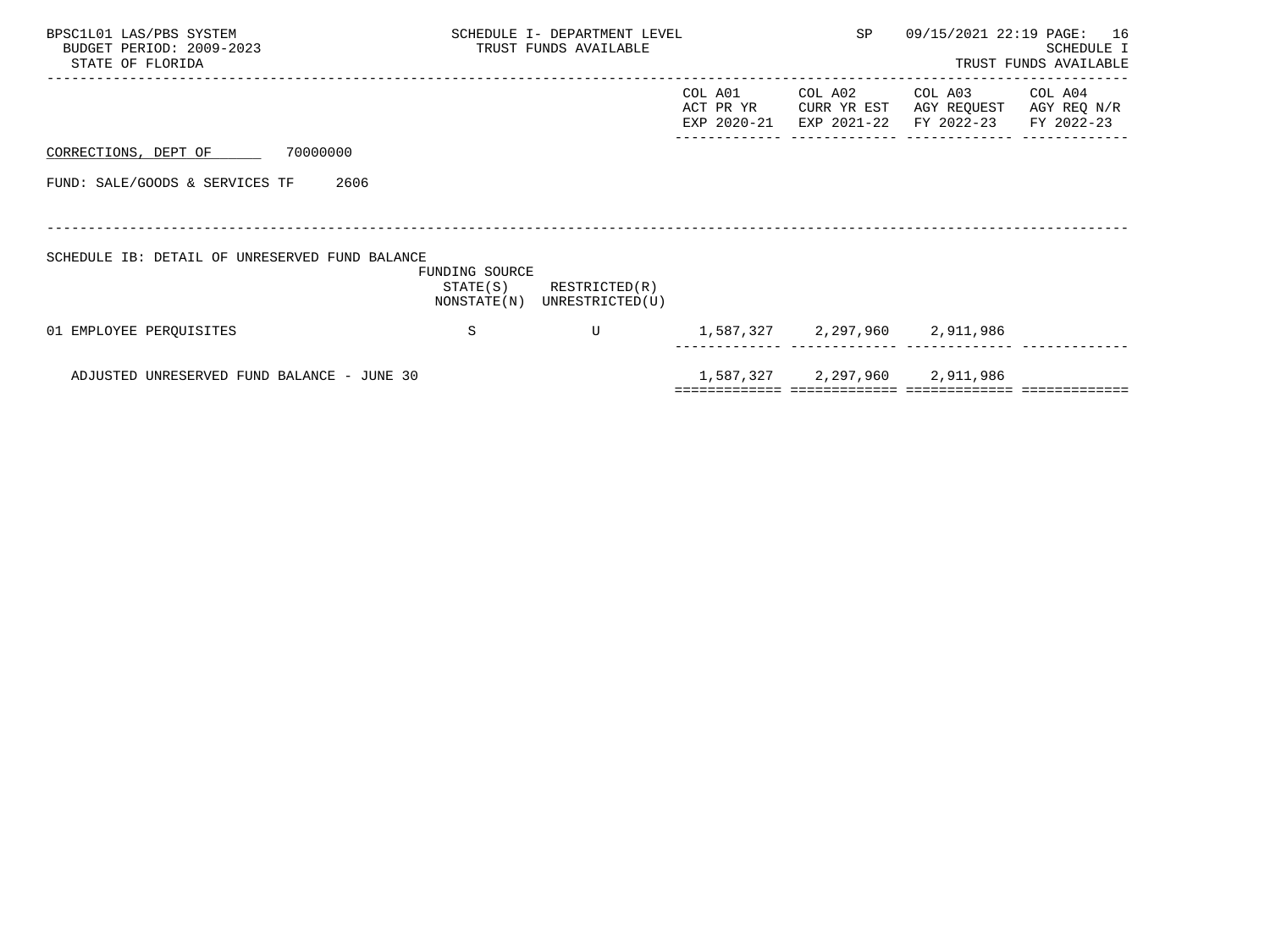BPSC1L01 LAS/PBS SYSTEM
BUDGET PERIOD: 2009-2023
STATE OF FLORIDA

SCHEDULE I- DEPARTMENT LEVEL
TRUST FUNDS AVAILABLE

SP 09/15/2021 22:19

SCHEDULE I
TRUST FUNDS AVAILABLE

CORRECTIONS, DEPT OF 70000000

FUND: SALE/GOODS & SERVICES TF 2606

SCHEDULE IB: DETAIL OF UNRESERVED FUND BALANCE

| | FUNDING SOURCE STATE(S) NONSTATE(N) | RESTRICTED(R) UNRESTRICTED(U) | COL A01 ACT PR YR EXP 2020-21 | COL A02 CURR YR EST EXP 2021-22 | COL A03 AGY REQUEST FY 2022-23 | COL A04 AGY REQ N/R FY 2022-23 |
|---|---|---|---|---|---|---|
| 01 EMPLOYEE PERQUISITES | S | U | 1,587,327 | 2,297,960 | 2,911,986 | |
| ADJUSTED UNRESERVED FUND BALANCE - JUNE 30 | | | 1,587,327 | 2,297,960 | 2,911,986 | |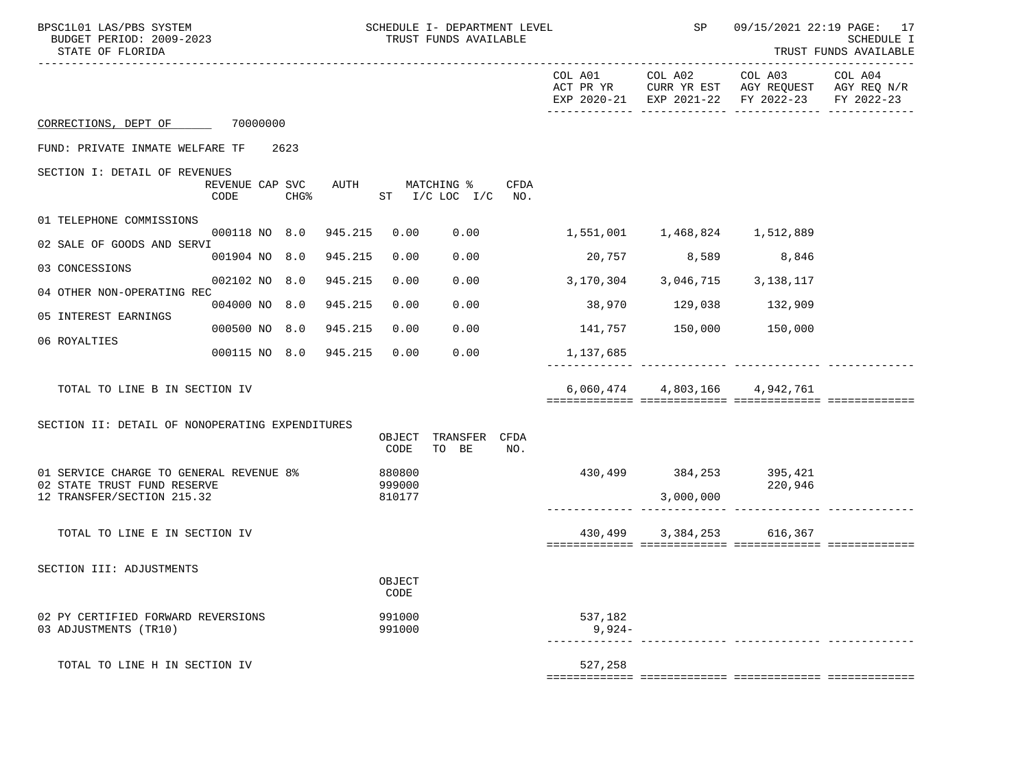BPSC1L01 LAS/PBS SYSTEM — SCHEDULE I- DEPARTMENT LEVEL — TRUST FUNDS AVAILABLE
BUDGET PERIOD: 2009-2023
STATE OF FLORIDA

SP 09/15/2021 22:19 — SCHEDULE I — TRUST FUNDS AVAILABLE

**CORRECTIONS, DEPT OF** 70000000

FUND: PRIVATE INMATE WELFARE TF 2623

## SECTION I: DETAIL OF REVENUES

| | REVENUE CODE | CAP SVC CHG% | | AUTH | MATCHING % ST | I/C LOC I/C | CFDA NO. | COL A01 ACT PR YR EXP 2020-21 | COL A02 CURR YR EST EXP 2021-22 | COL A03 AGY REQUEST FY 2022-23 | COL A04 AGY REQ N/R FY 2022-23 |
|---|---|---|---|---|---|---|---|---|---|---|---|
| 01 TELEPHONE COMMISSIONS | 000118 | NO | 8.0 | 945.215 | 0.00 | 0.00 | | 1,551,001 | 1,468,824 | 1,512,889 | |
| 02 SALE OF GOODS AND SERVI | 001904 | NO | 8.0 | 945.215 | 0.00 | 0.00 | | 20,757 | 8,589 | 8,846 | |
| 03 CONCESSIONS | 002102 | NO | 8.0 | 945.215 | 0.00 | 0.00 | | 3,170,304 | 3,046,715 | 3,138,117 | |
| 04 OTHER NON-OPERATING REC | 004000 | NO | 8.0 | 945.215 | 0.00 | 0.00 | | 38,970 | 129,038 | 132,909 | |
| 05 INTEREST EARNINGS | 000500 | NO | 8.0 | 945.215 | 0.00 | 0.00 | | 141,757 | 150,000 | 150,000 | |
| 06 ROYALTIES | 000115 | NO | 8.0 | 945.215 | 0.00 | 0.00 | | 1,137,685 | | | |
| TOTAL TO LINE B IN SECTION IV | | | | | | | | 6,060,474 | 4,803,166 | 4,942,761 | |

## SECTION II: DETAIL OF NONOPERATING EXPENDITURES

| | OBJECT CODE | TRANSFER TO BE | CFDA NO. | COL A01 ACT PR YR EXP 2020-21 | COL A02 CURR YR EST EXP 2021-22 | COL A03 AGY REQUEST FY 2022-23 | COL A04 AGY REQ N/R FY 2022-23 |
|---|---|---|---|---|---|---|---|
| 01 SERVICE CHARGE TO GENERAL REVENUE 8% | 880800 | | | 430,499 | 384,253 | 395,421 | |
| 02 STATE TRUST FUND RESERVE | 999000 | | | | | 220,946 | |
| 12 TRANSFER/SECTION 215.32 | 810177 | | | | 3,000,000 | | |
| TOTAL TO LINE E IN SECTION IV | | | | 430,499 | 3,384,253 | 616,367 | |

## SECTION III: ADJUSTMENTS

| | OBJECT CODE | COL A01 ACT PR YR EXP 2020-21 | COL A02 CURR YR EST EXP 2021-22 | COL A03 AGY REQUEST FY 2022-23 | COL A04 AGY REQ N/R FY 2022-23 |
|---|---|---|---|---|---|
| 02 PY CERTIFIED FORWARD REVERSIONS | 991000 | 537,182 | | | |
| 03 ADJUSTMENTS (TR10) | 991000 | 9,924- | | | |
| TOTAL TO LINE H IN SECTION IV | | 527,258 | | | |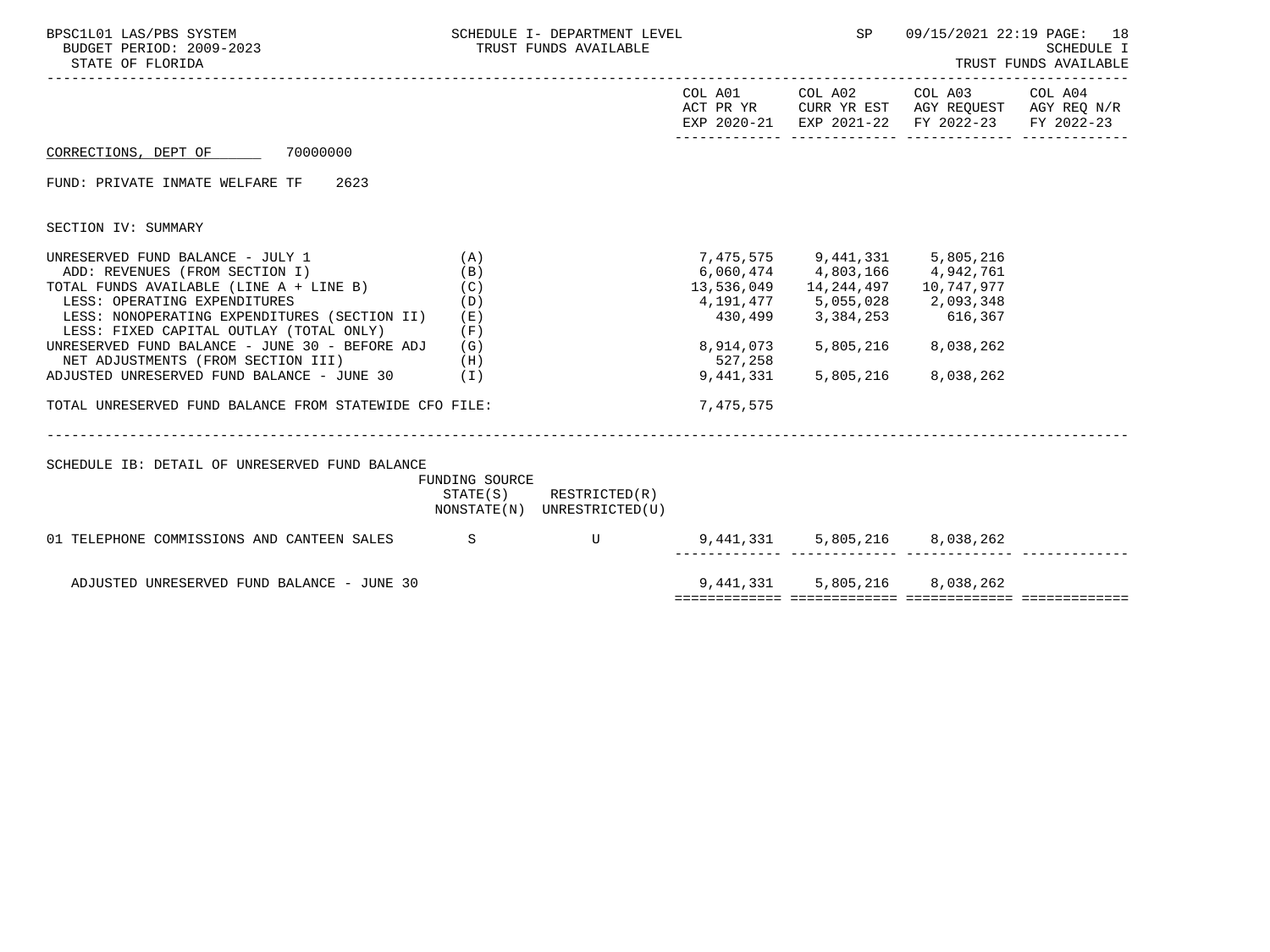BPSC1L01 LAS/PBS SYSTEM — SCHEDULE I- DEPARTMENT LEVEL — TRUST FUNDS AVAILABLE — SP 09/15/2021 22:19 — SCHEDULE I TRUST FUNDS AVAILABLE

BUDGET PERIOD: 2009-2023

STATE OF FLORIDA

CORRECTIONS, DEPT OF 70000000

FUND: PRIVATE INMATE WELFARE TF 2623

SECTION IV: SUMMARY

| | | COL A01 ACT PR YR EXP 2020-21 | COL A02 CURR YR EST EXP 2021-22 | COL A03 AGY REQUEST FY 2022-23 | COL A04 AGY REQ N/R FY 2022-23 |
|---|---|---|---|---|---|
| UNRESERVED FUND BALANCE - JULY 1 | (A) | 7,475,575 | 9,441,331 | 5,805,216 | |
| ADD: REVENUES (FROM SECTION I) | (B) | 6,060,474 | 4,803,166 | 4,942,761 | |
| TOTAL FUNDS AVAILABLE (LINE A + LINE B) | (C) | 13,536,049 | 14,244,497 | 10,747,977 | |
| LESS: OPERATING EXPENDITURES | (D) | 4,191,477 | 5,055,028 | 2,093,348 | |
| LESS: NONOPERATING EXPENDITURES (SECTION II) | (E) | 430,499 | 3,384,253 | 616,367 | |
| LESS: FIXED CAPITAL OUTLAY (TOTAL ONLY) | (F) | | | | |
| UNRESERVED FUND BALANCE - JUNE 30 - BEFORE ADJ | (G) | 8,914,073 | 5,805,216 | 8,038,262 | |
| NET ADJUSTMENTS (FROM SECTION III) | (H) | 527,258 | | | |
| ADJUSTED UNRESERVED FUND BALANCE - JUNE 30 | (I) | 9,441,331 | 5,805,216 | 8,038,262 | |
| TOTAL UNRESERVED FUND BALANCE FROM STATEWIDE CFO FILE: | | 7,475,575 | | | |

SCHEDULE IB: DETAIL OF UNRESERVED FUND BALANCE

| | FUNDING SOURCE STATE(S) NONSTATE(N) | RESTRICTED(R) UNRESTRICTED(U) | COL A01 | COL A02 | COL A03 | COL A04 |
|---|---|---|---|---|---|---|
| 01 TELEPHONE COMMISSIONS AND CANTEEN SALES | S | U | 9,441,331 | 5,805,216 | 8,038,262 | |
| ADJUSTED UNRESERVED FUND BALANCE - JUNE 30 | | | 9,441,331 | 5,805,216 | 8,038,262 | |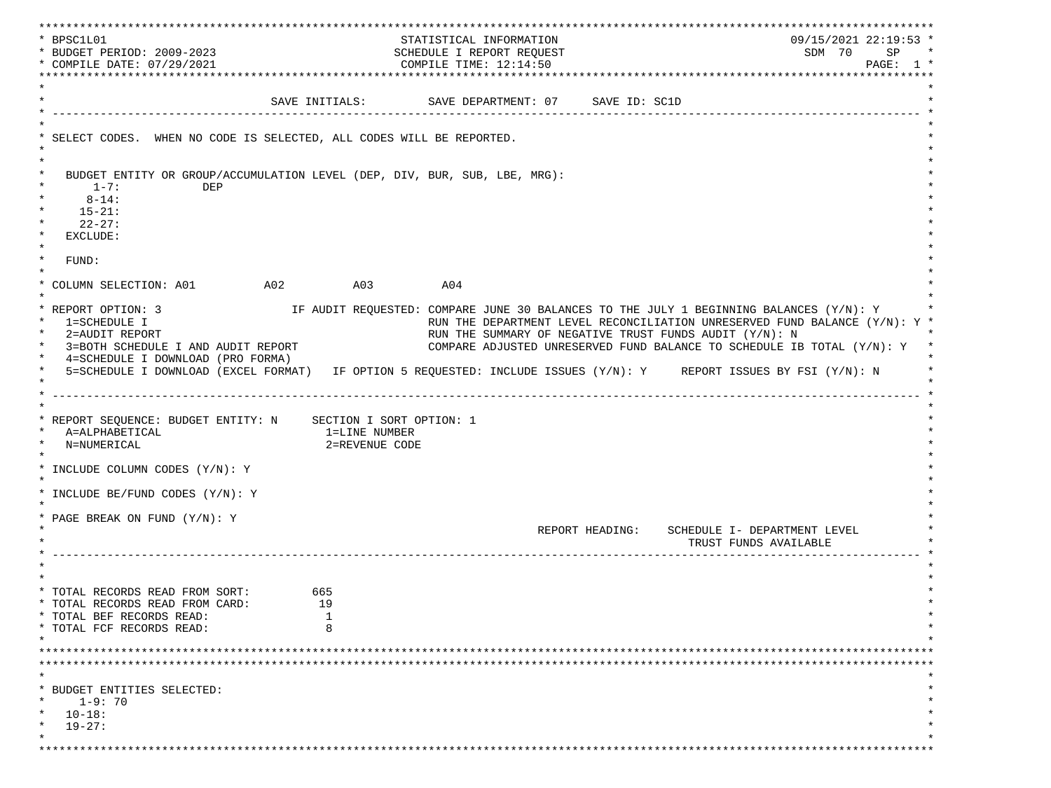```
***********************************************************************************************************************************
* BPSC1L01                                        STATISTICAL INFORMATION                                    09/15/2021 22:19:53 *
* BUDGET PERIOD: 2009-2023                       SCHEDULE I REPORT REQUEST                                      SDM  70     SP   *
* COMPILE DATE: 07/29/2021                        COMPILE TIME: 12:14:50                                                  PAGE:  1 *
***********************************************************************************************************************************
*                                                                                                                                 *
*                               SAVE INITIALS:         SAVE DEPARTMENT: 07     SAVE ID: SC1D                                      *
* ------------------------------------------------------------------------------------------------------------------------------- *
*                                                                                                                                 *
* SELECT CODES.  WHEN NO CODE IS SELECTED, ALL CODES WILL BE REPORTED.                                                            *
*                                                                                                                                 *
*                                                                                                                                 *
*   BUDGET ENTITY OR GROUP/ACCUMULATION LEVEL (DEP, DIV, BUR, SUB, LBE, MRG):                                                     *
*      1-7:           DEP                                                                                                         *
*     8-14:                                                                                                                       *
*    15-21:                                                                                                                       *
*    22-27:                                                                                                                       *
*   EXCLUDE:                                                                                                                      *
*                                                                                                                                 *
*   FUND:                                                                                                                         *
*                                                                                                                                 *
* COLUMN SELECTION: A01          A02          A03          A04                                                                    *
*                                                                                                                                 *
* REPORT OPTION: 3                  IF AUDIT REQUESTED: COMPARE JUNE 30 BALANCES TO THE JULY 1 BEGINNING BALANCES (Y/N): Y        *
*   1=SCHEDULE I                                        RUN THE DEPARTMENT LEVEL RECONCILIATION UNRESERVED FUND BALANCE (Y/N): Y *
*   2=AUDIT REPORT                                      RUN THE SUMMARY OF NEGATIVE TRUST FUNDS AUDIT (Y/N): N                    *
*   3=BOTH SCHEDULE I AND AUDIT REPORT                  COMPARE ADJUSTED UNRESERVED FUND BALANCE TO SCHEDULE IB TOTAL (Y/N): Y   *
*   4=SCHEDULE I DOWNLOAD (PRO FORMA)                                                                                             *
*   5=SCHEDULE I DOWNLOAD (EXCEL FORMAT)   IF OPTION 5 REQUESTED: INCLUDE ISSUES (Y/N): Y     REPORT ISSUES BY FSI (Y/N): N       *
*                                                                                                                                 *
* ------------------------------------------------------------------------------------------------------------------------------- *
*                                                                                                                                 *
* REPORT SEQUENCE: BUDGET ENTITY: N     SECTION I SORT OPTION: 1                                                                  *
*   A=ALPHABETICAL                        1=LINE NUMBER                                                                           *
*   N=NUMERICAL                           2=REVENUE CODE                                                                          *
*                                                                                                                                 *
* INCLUDE COLUMN CODES (Y/N): Y                                                                                                   *
*                                                                                                                                 *
* INCLUDE BE/FUND CODES (Y/N): Y                                                                                                  *
*                                                                                                                                 *
* PAGE BREAK ON FUND (Y/N): Y                                                                                                     *
*                                                                          REPORT HEADING:    SCHEDULE I- DEPARTMENT LEVEL        *
*                                                                                                TRUST FUNDS AVAILABLE            *
* ------------------------------------------------------------------------------------------------------------------------------- *
*                                                                                                                                 *
*                                                                                                                                 *
* TOTAL RECORDS READ FROM SORT:         665                                                                                       *
* TOTAL RECORDS READ FROM CARD:          19                                                                                       *
* TOTAL BEF RECORDS READ:                 1                                                                                       *
* TOTAL FCF RECORDS READ:                 8                                                                                       *
*                                                                                                                                 *
***********************************************************************************************************************************
***********************************************************************************************************************************
*                                                                                                                                 *
* BUDGET ENTITIES SELECTED:                                                                                                       *
*     1-9: 70                                                                                                                     *
*   10-18:                                                                                                                        *
*   19-27:                                                                                                                        *
*                                                                                                                                 *
***********************************************************************************************************************************
```